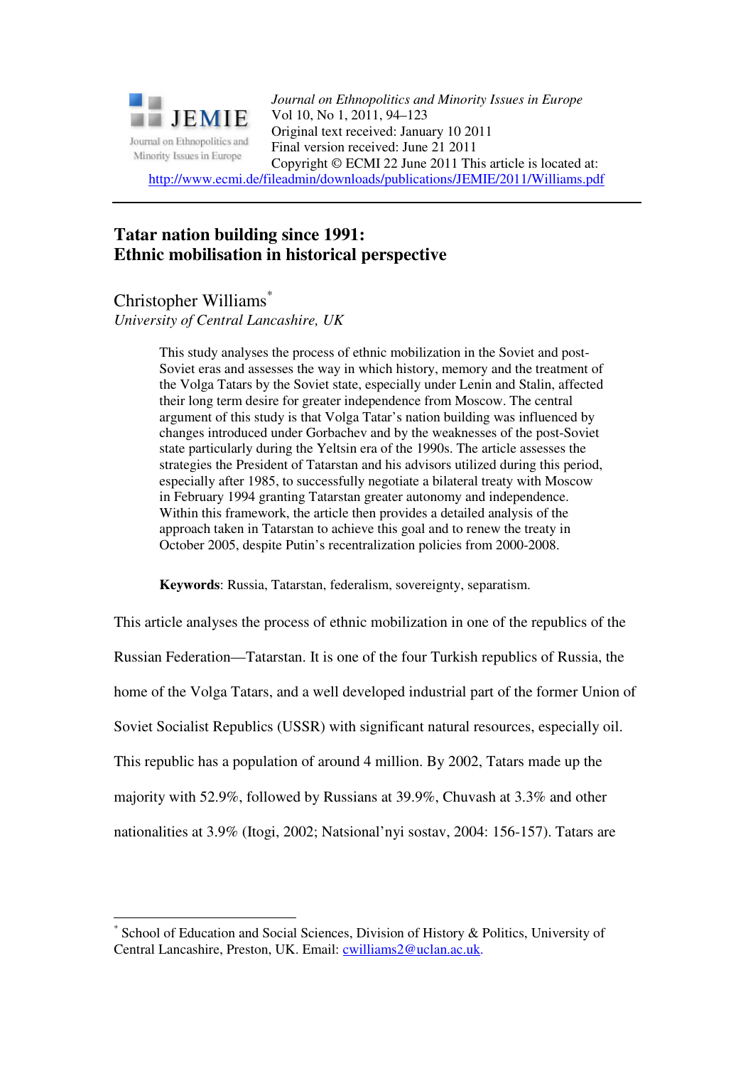*Journal on Ethnopolitics and Minority Issues in Europe*
Vol 10, No 1, 2011, 94–123
Original text received: January 10 2011
Final version received: June 21 2011
Copyright © ECMI 22 June 2011 This article is located at:
http://www.ecmi.de/fileadmin/downloads/publications/JEMIE/2011/Williams.pdf

# Tatar nation building since 1991: Ethnic mobilisation in historical perspective

Christopher Williams*
*University of Central Lancashire, UK*

This study analyses the process of ethnic mobilization in the Soviet and post-Soviet eras and assesses the way in which history, memory and the treatment of the Volga Tatars by the Soviet state, especially under Lenin and Stalin, affected their long term desire for greater independence from Moscow. The central argument of this study is that Volga Tatar's nation building was influenced by changes introduced under Gorbachev and by the weaknesses of the post-Soviet state particularly during the Yeltsin era of the 1990s. The article assesses the strategies the President of Tatarstan and his advisors utilized during this period, especially after 1985, to successfully negotiate a bilateral treaty with Moscow in February 1994 granting Tatarstan greater autonomy and independence. Within this framework, the article then provides a detailed analysis of the approach taken in Tatarstan to achieve this goal and to renew the treaty in October 2005, despite Putin's recentralization policies from 2000-2008.

**Keywords**: Russia, Tatarstan, federalism, sovereignty, separatism.

This article analyses the process of ethnic mobilization in one of the republics of the Russian Federation—Tatarstan. It is one of the four Turkish republics of Russia, the home of the Volga Tatars, and a well developed industrial part of the former Union of Soviet Socialist Republics (USSR) with significant natural resources, especially oil. This republic has a population of around 4 million. By 2002, Tatars made up the majority with 52.9%, followed by Russians at 39.9%, Chuvash at 3.3% and other nationalities at 3.9% (Itogi, 2002; Natsional'nyi sostav, 2004: 156-157). Tatars are

---

* School of Education and Social Sciences, Division of History & Politics, University of Central Lancashire, Preston, UK. Email: cwilliams2@uclan.ac.uk.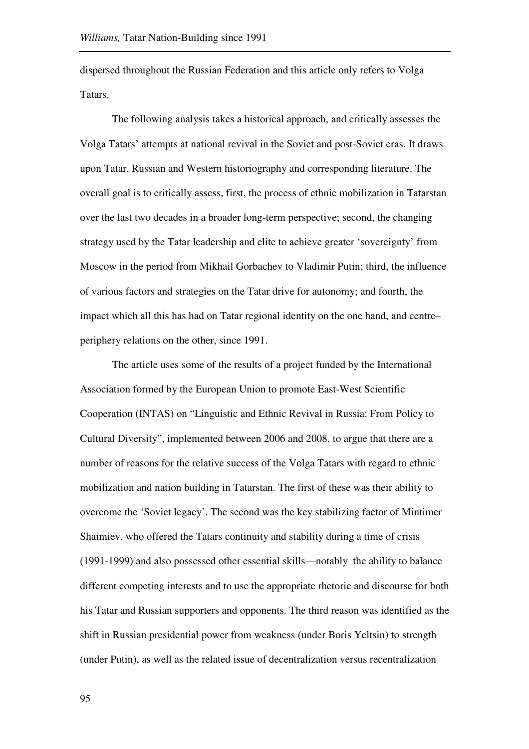dispersed throughout the Russian Federation and this article only refers to Volga Tatars.

The following analysis takes a historical approach, and critically assesses the Volga Tatars' attempts at national revival in the Soviet and post-Soviet eras. It draws upon Tatar, Russian and Western historiography and corresponding literature. The overall goal is to critically assess, first, the process of ethnic mobilization in Tatarstan over the last two decades in a broader long-term perspective; second, the changing strategy used by the Tatar leadership and elite to achieve greater 'sovereignty' from Moscow in the period from Mikhail Gorbachev to Vladimir Putin; third, the influence of various factors and strategies on the Tatar drive for autonomy; and fourth, the impact which all this has had on Tatar regional identity on the one hand, and centre–periphery relations on the other, since 1991.

The article uses some of the results of a project funded by the International Association formed by the European Union to promote East-West Scientific Cooperation (INTAS) on "Linguistic and Ethnic Revival in Russia: From Policy to Cultural Diversity", implemented between 2006 and 2008, to argue that there are a number of reasons for the relative success of the Volga Tatars with regard to ethnic mobilization and nation building in Tatarstan. The first of these was their ability to overcome the 'Soviet legacy'. The second was the key stabilizing factor of Mintimer Shaimiev, who offered the Tatars continuity and stability during a time of crisis (1991-1999) and also possessed other essential skills—notably the ability to balance different competing interests and to use the appropriate rhetoric and discourse for both his Tatar and Russian supporters and opponents. The third reason was identified as the shift in Russian presidential power from weakness (under Boris Yeltsin) to strength (under Putin), as well as the related issue of decentralization versus recentralization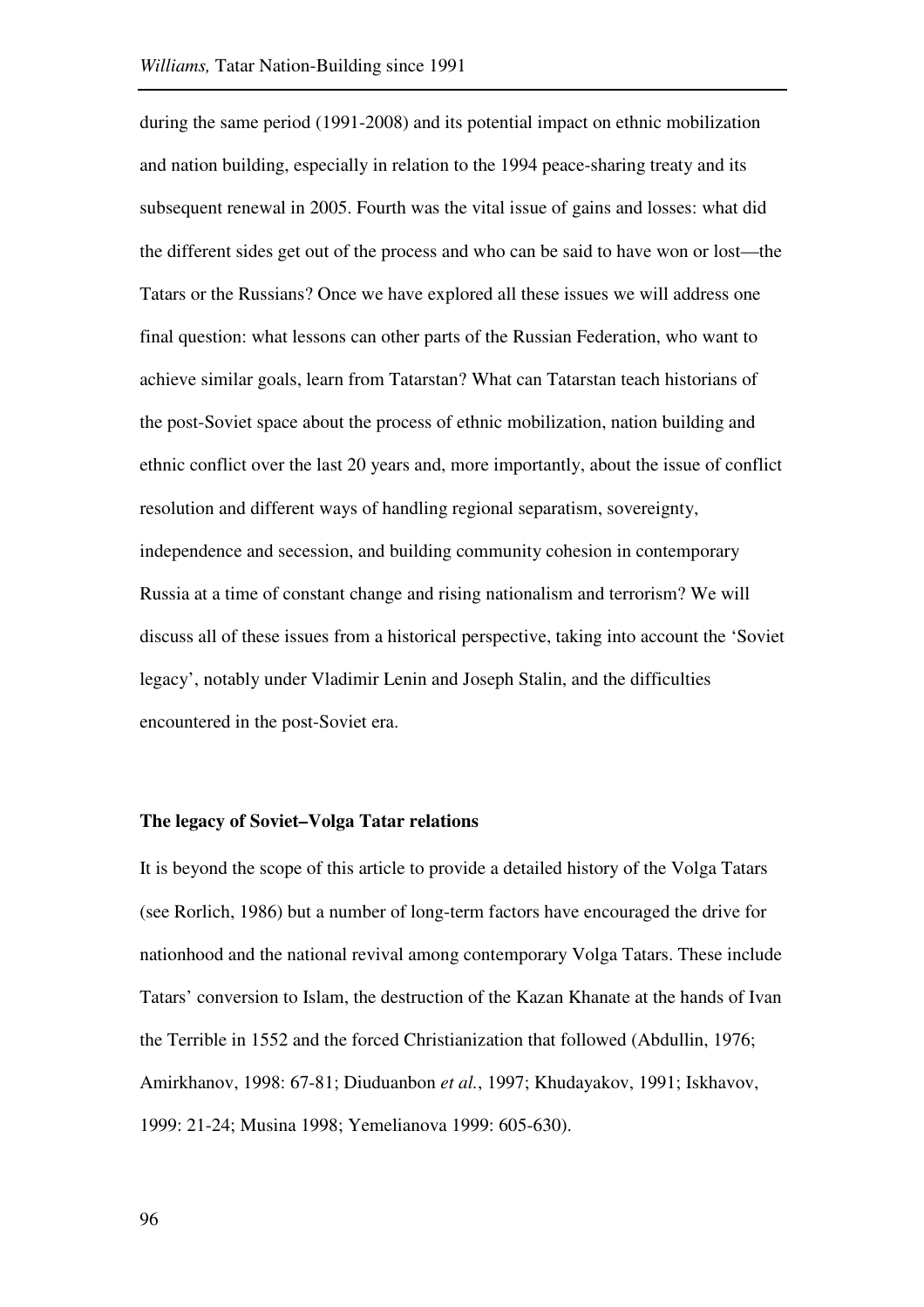during the same period (1991-2008) and its potential impact on ethnic mobilization and nation building, especially in relation to the 1994 peace-sharing treaty and its subsequent renewal in 2005. Fourth was the vital issue of gains and losses: what did the different sides get out of the process and who can be said to have won or lost—the Tatars or the Russians? Once we have explored all these issues we will address one final question: what lessons can other parts of the Russian Federation, who want to achieve similar goals, learn from Tatarstan? What can Tatarstan teach historians of the post-Soviet space about the process of ethnic mobilization, nation building and ethnic conflict over the last 20 years and, more importantly, about the issue of conflict resolution and different ways of handling regional separatism, sovereignty, independence and secession, and building community cohesion in contemporary Russia at a time of constant change and rising nationalism and terrorism? We will discuss all of these issues from a historical perspective, taking into account the 'Soviet legacy', notably under Vladimir Lenin and Joseph Stalin, and the difficulties encountered in the post-Soviet era.

## The legacy of Soviet–Volga Tatar relations

It is beyond the scope of this article to provide a detailed history of the Volga Tatars (see Rorlich, 1986) but a number of long-term factors have encouraged the drive for nationhood and the national revival among contemporary Volga Tatars. These include Tatars' conversion to Islam, the destruction of the Kazan Khanate at the hands of Ivan the Terrible in 1552 and the forced Christianization that followed (Abdullin, 1976; Amirkhanov, 1998: 67-81; Diuduanbon *et al.*, 1997; Khudayakov, 1991; Iskhavov, 1999: 21-24; Musina 1998; Yemelianova 1999: 605-630).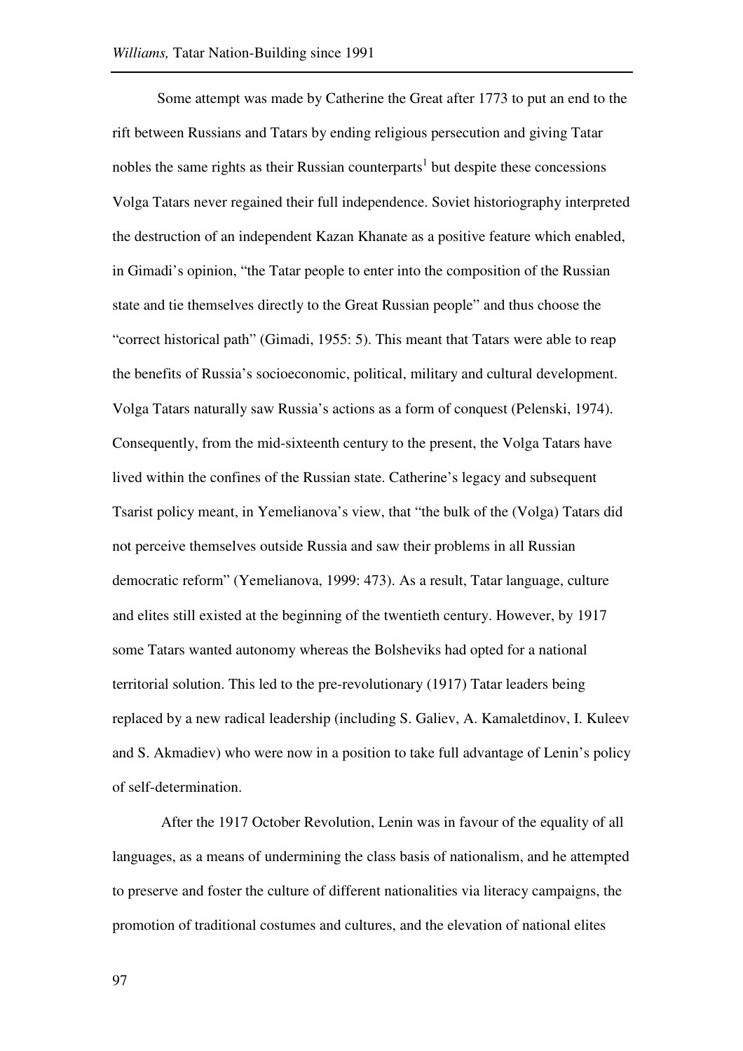Some attempt was made by Catherine the Great after 1773 to put an end to the rift between Russians and Tatars by ending religious persecution and giving Tatar nobles the same rights as their Russian counterparts[1] but despite these concessions Volga Tatars never regained their full independence. Soviet historiography interpreted the destruction of an independent Kazan Khanate as a positive feature which enabled, in Gimadi's opinion, "the Tatar people to enter into the composition of the Russian state and tie themselves directly to the Great Russian people" and thus choose the "correct historical path" (Gimadi, 1955: 5). This meant that Tatars were able to reap the benefits of Russia's socioeconomic, political, military and cultural development. Volga Tatars naturally saw Russia's actions as a form of conquest (Pelenski, 1974). Consequently, from the mid-sixteenth century to the present, the Volga Tatars have lived within the confines of the Russian state. Catherine's legacy and subsequent Tsarist policy meant, in Yemelianova's view, that "the bulk of the (Volga) Tatars did not perceive themselves outside Russia and saw their problems in all Russian democratic reform" (Yemelianova, 1999: 473). As a result, Tatar language, culture and elites still existed at the beginning of the twentieth century. However, by 1917 some Tatars wanted autonomy whereas the Bolsheviks had opted for a national territorial solution. This led to the pre-revolutionary (1917) Tatar leaders being replaced by a new radical leadership (including S. Galiev, A. Kamaletdinov, I. Kuleev and S. Akmadiev) who were now in a position to take full advantage of Lenin's policy of self-determination.

After the 1917 October Revolution, Lenin was in favour of the equality of all languages, as a means of undermining the class basis of nationalism, and he attempted to preserve and foster the culture of different nationalities via literacy campaigns, the promotion of traditional costumes and cultures, and the elevation of national elites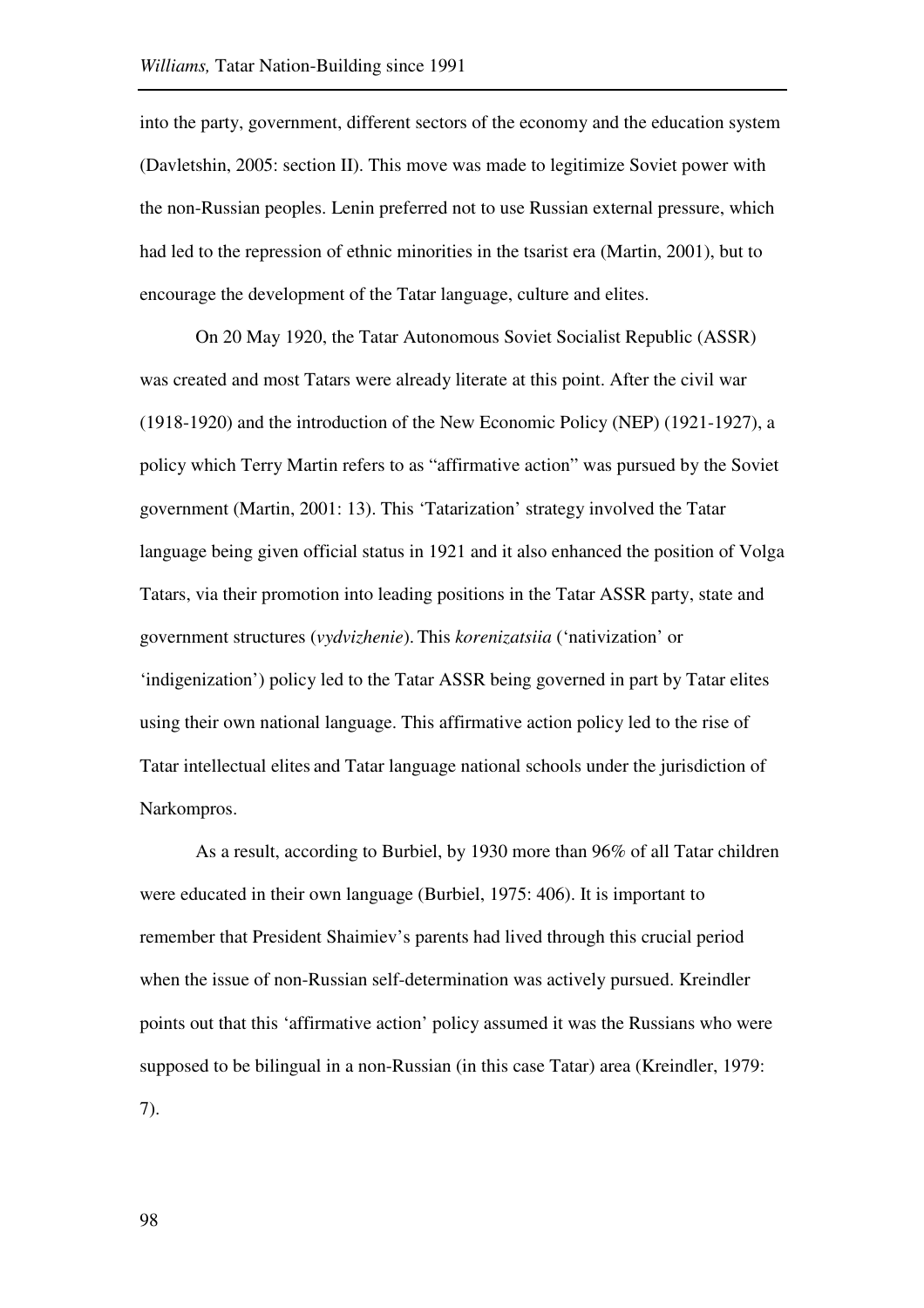into the party, government, different sectors of the economy and the education system (Davletshin, 2005: section II). This move was made to legitimize Soviet power with the non-Russian peoples. Lenin preferred not to use Russian external pressure, which had led to the repression of ethnic minorities in the tsarist era (Martin, 2001), but to encourage the development of the Tatar language, culture and elites.

On 20 May 1920, the Tatar Autonomous Soviet Socialist Republic (ASSR) was created and most Tatars were already literate at this point. After the civil war (1918-1920) and the introduction of the New Economic Policy (NEP) (1921-1927), a policy which Terry Martin refers to as "affirmative action" was pursued by the Soviet government (Martin, 2001: 13). This 'Tatarization' strategy involved the Tatar language being given official status in 1921 and it also enhanced the position of Volga Tatars, via their promotion into leading positions in the Tatar ASSR party, state and government structures (*vydvizhenie*). This *korenizatsiia* ('nativization' or 'indigenization') policy led to the Tatar ASSR being governed in part by Tatar elites using their own national language. This affirmative action policy led to the rise of Tatar intellectual elites and Tatar language national schools under the jurisdiction of Narkompros.

As a result, according to Burbiel, by 1930 more than 96% of all Tatar children were educated in their own language (Burbiel, 1975: 406). It is important to remember that President Shaimiev's parents had lived through this crucial period when the issue of non-Russian self-determination was actively pursued. Kreindler points out that this 'affirmative action' policy assumed it was the Russians who were supposed to be bilingual in a non-Russian (in this case Tatar) area (Kreindler, 1979: 7).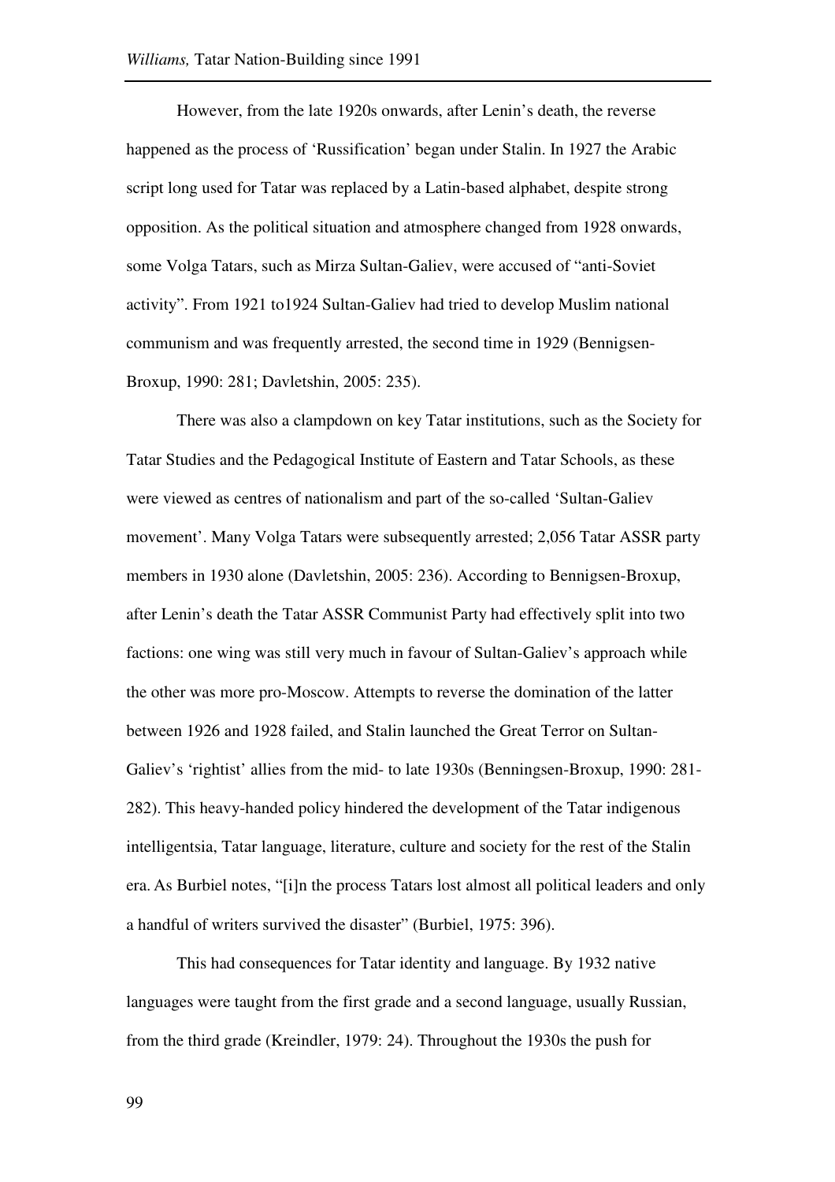However, from the late 1920s onwards, after Lenin's death, the reverse happened as the process of 'Russification' began under Stalin. In 1927 the Arabic script long used for Tatar was replaced by a Latin-based alphabet, despite strong opposition. As the political situation and atmosphere changed from 1928 onwards, some Volga Tatars, such as Mirza Sultan-Galiev, were accused of "anti-Soviet activity". From 1921 to1924 Sultan-Galiev had tried to develop Muslim national communism and was frequently arrested, the second time in 1929 (Bennigsen-Broxup, 1990: 281; Davletshin, 2005: 235).

There was also a clampdown on key Tatar institutions, such as the Society for Tatar Studies and the Pedagogical Institute of Eastern and Tatar Schools, as these were viewed as centres of nationalism and part of the so-called 'Sultan-Galiev movement'. Many Volga Tatars were subsequently arrested; 2,056 Tatar ASSR party members in 1930 alone (Davletshin, 2005: 236). According to Bennigsen-Broxup, after Lenin's death the Tatar ASSR Communist Party had effectively split into two factions: one wing was still very much in favour of Sultan-Galiev's approach while the other was more pro-Moscow. Attempts to reverse the domination of the latter between 1926 and 1928 failed, and Stalin launched the Great Terror on Sultan-Galiev's 'rightist' allies from the mid- to late 1930s (Benningsen-Broxup, 1990: 281-282). This heavy-handed policy hindered the development of the Tatar indigenous intelligentsia, Tatar language, literature, culture and society for the rest of the Stalin era. As Burbiel notes, "[i]n the process Tatars lost almost all political leaders and only a handful of writers survived the disaster" (Burbiel, 1975: 396).

This had consequences for Tatar identity and language. By 1932 native languages were taught from the first grade and a second language, usually Russian, from the third grade (Kreindler, 1979: 24). Throughout the 1930s the push for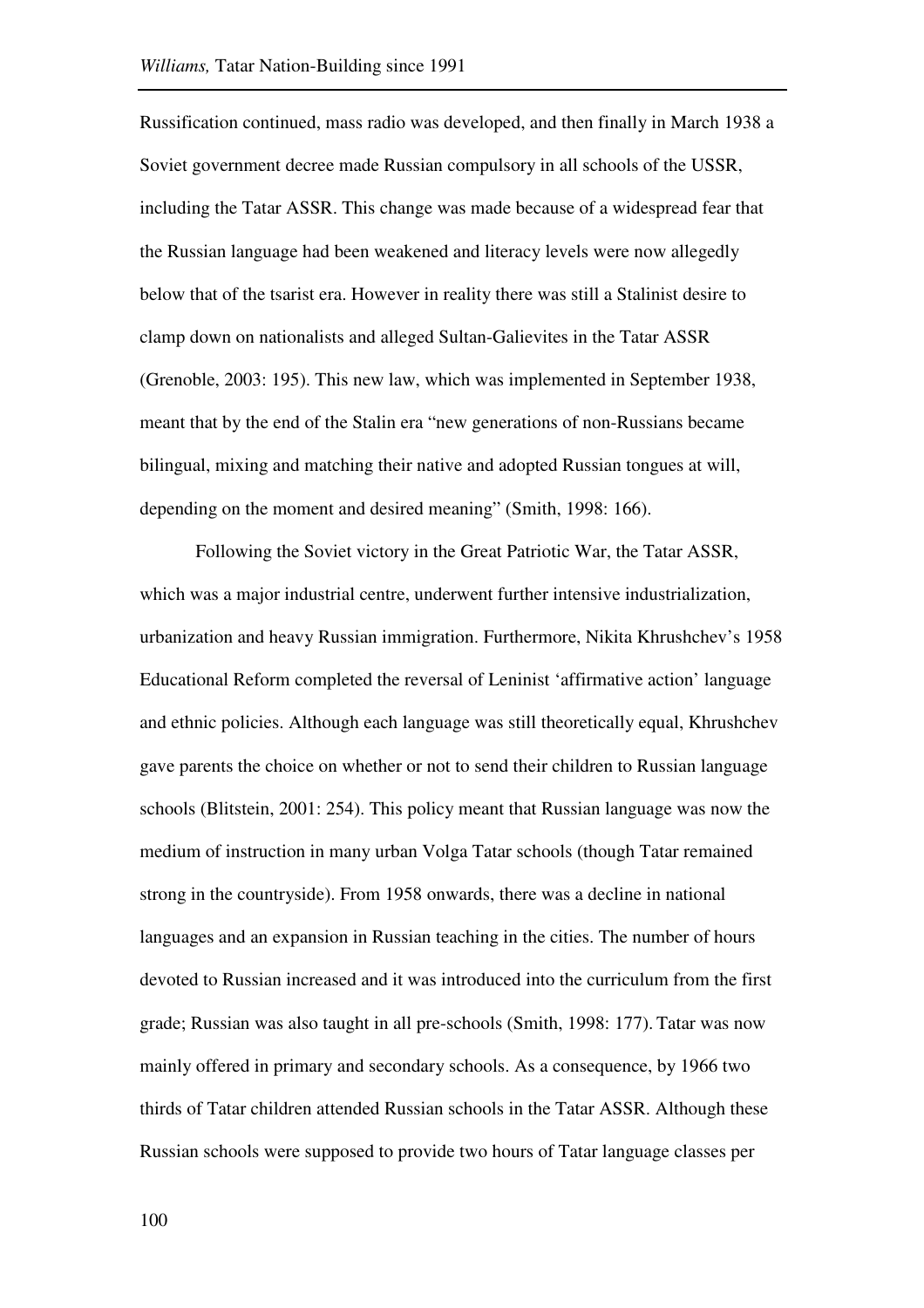Russification continued, mass radio was developed, and then finally in March 1938 a Soviet government decree made Russian compulsory in all schools of the USSR, including the Tatar ASSR. This change was made because of a widespread fear that the Russian language had been weakened and literacy levels were now allegedly below that of the tsarist era. However in reality there was still a Stalinist desire to clamp down on nationalists and alleged Sultan-Galievites in the Tatar ASSR (Grenoble, 2003: 195). This new law, which was implemented in September 1938, meant that by the end of the Stalin era "new generations of non-Russians became bilingual, mixing and matching their native and adopted Russian tongues at will, depending on the moment and desired meaning" (Smith, 1998: 166).

Following the Soviet victory in the Great Patriotic War, the Tatar ASSR, which was a major industrial centre, underwent further intensive industrialization, urbanization and heavy Russian immigration. Furthermore, Nikita Khrushchev's 1958 Educational Reform completed the reversal of Leninist 'affirmative action' language and ethnic policies. Although each language was still theoretically equal, Khrushchev gave parents the choice on whether or not to send their children to Russian language schools (Blitstein, 2001: 254). This policy meant that Russian language was now the medium of instruction in many urban Volga Tatar schools (though Tatar remained strong in the countryside). From 1958 onwards, there was a decline in national languages and an expansion in Russian teaching in the cities. The number of hours devoted to Russian increased and it was introduced into the curriculum from the first grade; Russian was also taught in all pre-schools (Smith, 1998: 177). Tatar was now mainly offered in primary and secondary schools. As a consequence, by 1966 two thirds of Tatar children attended Russian schools in the Tatar ASSR. Although these Russian schools were supposed to provide two hours of Tatar language classes per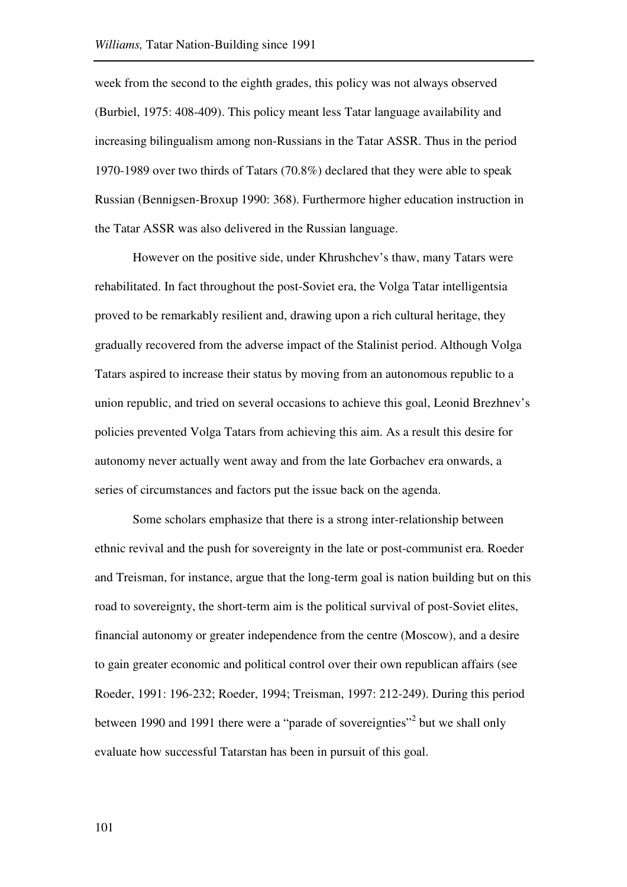week from the second to the eighth grades, this policy was not always observed (Burbiel, 1975: 408-409). This policy meant less Tatar language availability and increasing bilingualism among non-Russians in the Tatar ASSR. Thus in the period 1970-1989 over two thirds of Tatars (70.8%) declared that they were able to speak Russian (Bennigsen-Broxup 1990: 368). Furthermore higher education instruction in the Tatar ASSR was also delivered in the Russian language.

However on the positive side, under Khrushchev's thaw, many Tatars were rehabilitated. In fact throughout the post-Soviet era, the Volga Tatar intelligentsia proved to be remarkably resilient and, drawing upon a rich cultural heritage, they gradually recovered from the adverse impact of the Stalinist period. Although Volga Tatars aspired to increase their status by moving from an autonomous republic to a union republic, and tried on several occasions to achieve this goal, Leonid Brezhnev's policies prevented Volga Tatars from achieving this aim. As a result this desire for autonomy never actually went away and from the late Gorbachev era onwards, a series of circumstances and factors put the issue back on the agenda.

Some scholars emphasize that there is a strong inter-relationship between ethnic revival and the push for sovereignty in the late or post-communist era. Roeder and Treisman, for instance, argue that the long-term goal is nation building but on this road to sovereignty, the short-term aim is the political survival of post-Soviet elites, financial autonomy or greater independence from the centre (Moscow), and a desire to gain greater economic and political control over their own republican affairs (see Roeder, 1991: 196-232; Roeder, 1994; Treisman, 1997: 212-249). During this period between 1990 and 1991 there were a "parade of sovereignties"[2] but we shall only evaluate how successful Tatarstan has been in pursuit of this goal.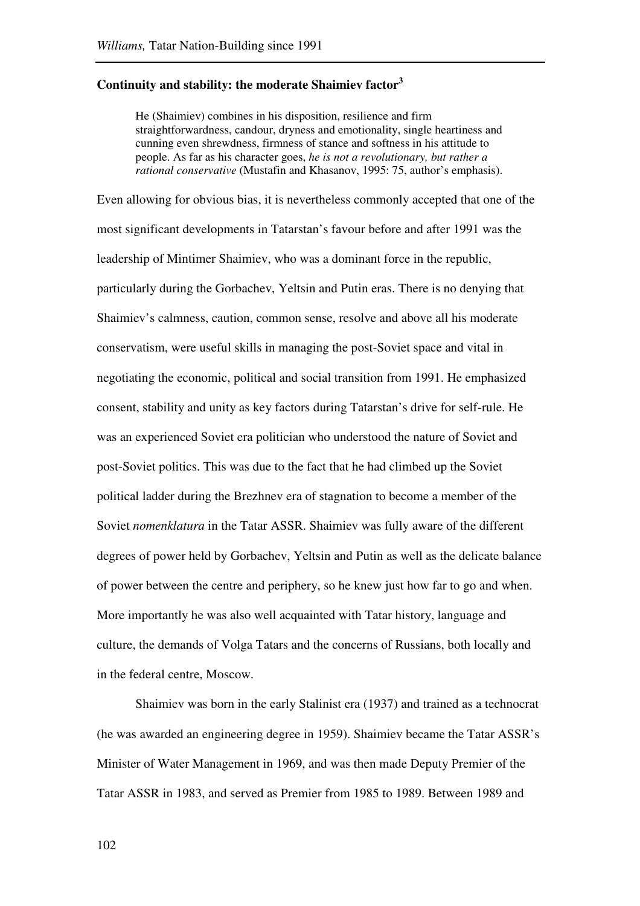### Continuity and stability: the moderate Shaimiev factor[3]

> He (Shaimiev) combines in his disposition, resilience and firm straightforwardness, candour, dryness and emotionality, single heartiness and cunning even shrewdness, firmness of stance and softness in his attitude to people. As far as his character goes, *he is not a revolutionary, but rather a rational conservative* (Mustafin and Khasanov, 1995: 75, author's emphasis).

Even allowing for obvious bias, it is nevertheless commonly accepted that one of the most significant developments in Tatarstan's favour before and after 1991 was the leadership of Mintimer Shaimiev, who was a dominant force in the republic, particularly during the Gorbachev, Yeltsin and Putin eras. There is no denying that Shaimiev's calmness, caution, common sense, resolve and above all his moderate conservatism, were useful skills in managing the post-Soviet space and vital in negotiating the economic, political and social transition from 1991. He emphasized consent, stability and unity as key factors during Tatarstan's drive for self-rule. He was an experienced Soviet era politician who understood the nature of Soviet and post-Soviet politics. This was due to the fact that he had climbed up the Soviet political ladder during the Brezhnev era of stagnation to become a member of the Soviet *nomenklatura* in the Tatar ASSR. Shaimiev was fully aware of the different degrees of power held by Gorbachev, Yeltsin and Putin as well as the delicate balance of power between the centre and periphery, so he knew just how far to go and when. More importantly he was also well acquainted with Tatar history, language and culture, the demands of Volga Tatars and the concerns of Russians, both locally and in the federal centre, Moscow.

Shaimiev was born in the early Stalinist era (1937) and trained as a technocrat (he was awarded an engineering degree in 1959). Shaimiev became the Tatar ASSR's Minister of Water Management in 1969, and was then made Deputy Premier of the Tatar ASSR in 1983, and served as Premier from 1985 to 1989. Between 1989 and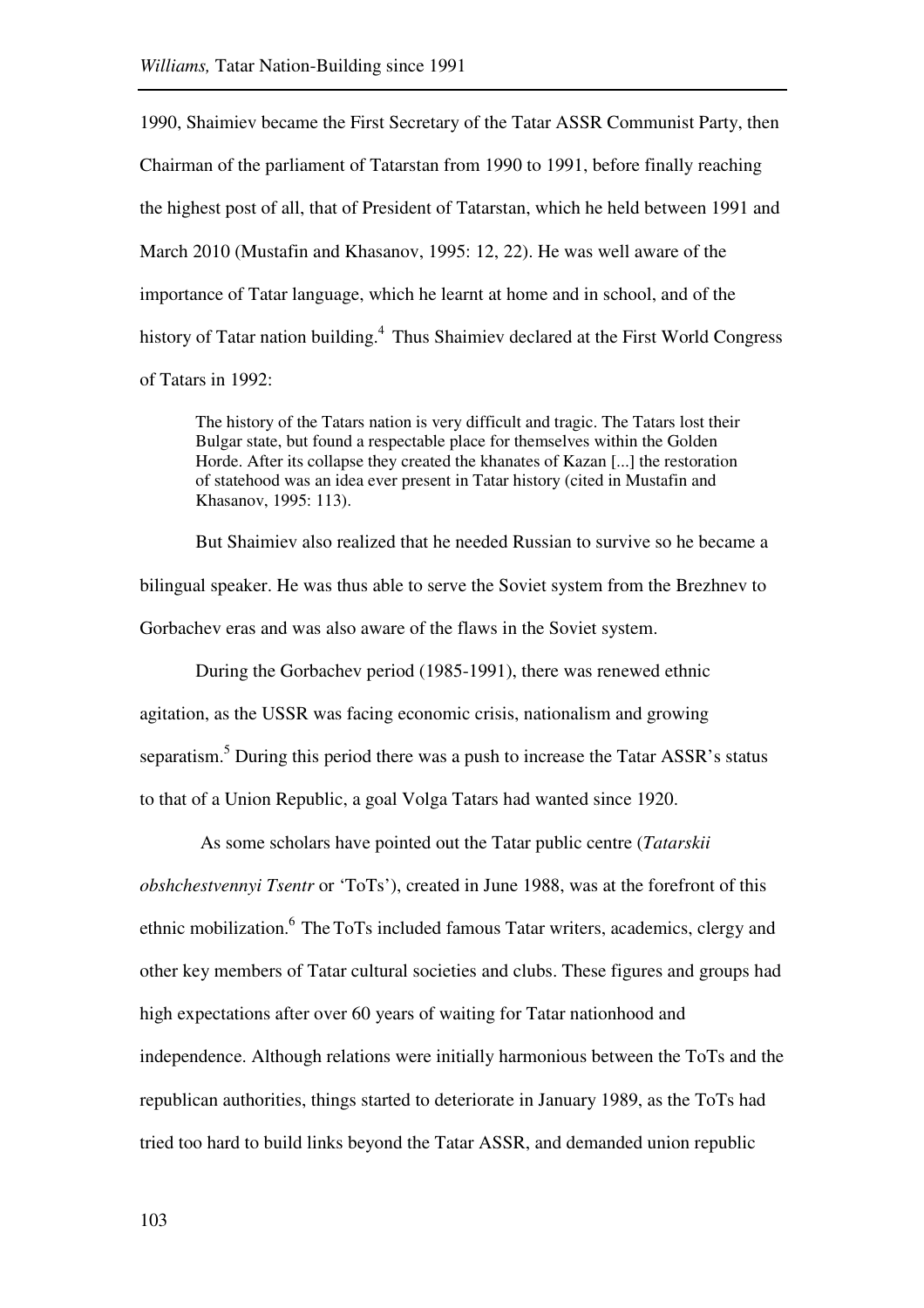1990, Shaimiev became the First Secretary of the Tatar ASSR Communist Party, then Chairman of the parliament of Tatarstan from 1990 to 1991, before finally reaching the highest post of all, that of President of Tatarstan, which he held between 1991 and March 2010 (Mustafin and Khasanov, 1995: 12, 22). He was well aware of the importance of Tatar language, which he learnt at home and in school, and of the history of Tatar nation building.[4] Thus Shaimiev declared at the First World Congress of Tatars in 1992:

> The history of the Tatars nation is very difficult and tragic. The Tatars lost their Bulgar state, but found a respectable place for themselves within the Golden Horde. After its collapse they created the khanates of Kazan [...] the restoration of statehood was an idea ever present in Tatar history (cited in Mustafin and Khasanov, 1995: 113).

But Shaimiev also realized that he needed Russian to survive so he became a bilingual speaker. He was thus able to serve the Soviet system from the Brezhnev to Gorbachev eras and was also aware of the flaws in the Soviet system.

During the Gorbachev period (1985-1991), there was renewed ethnic agitation, as the USSR was facing economic crisis, nationalism and growing separatism.[5] During this period there was a push to increase the Tatar ASSR's status to that of a Union Republic, a goal Volga Tatars had wanted since 1920.

As some scholars have pointed out the Tatar public centre (*Tatarskii obshchestvennyi Tsentr* or 'ToTs'), created in June 1988, was at the forefront of this ethnic mobilization.[6] The ToTs included famous Tatar writers, academics, clergy and other key members of Tatar cultural societies and clubs. These figures and groups had high expectations after over 60 years of waiting for Tatar nationhood and independence. Although relations were initially harmonious between the ToTs and the republican authorities, things started to deteriorate in January 1989, as the ToTs had tried too hard to build links beyond the Tatar ASSR, and demanded union republic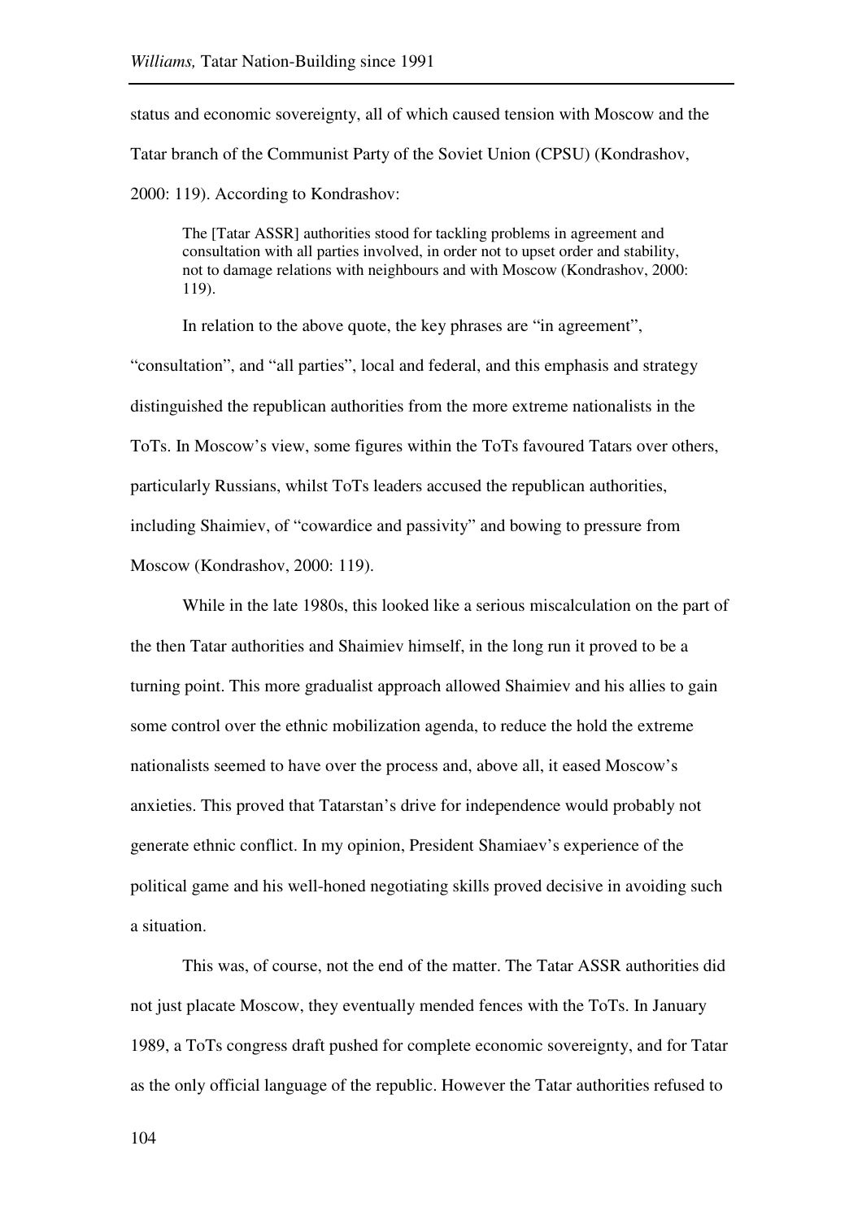status and economic sovereignty, all of which caused tension with Moscow and the Tatar branch of the Communist Party of the Soviet Union (CPSU) (Kondrashov, 2000: 119). According to Kondrashov:

> The [Tatar ASSR] authorities stood for tackling problems in agreement and consultation with all parties involved, in order not to upset order and stability, not to damage relations with neighbours and with Moscow (Kondrashov, 2000: 119).

In relation to the above quote, the key phrases are "in agreement", "consultation", and "all parties", local and federal, and this emphasis and strategy distinguished the republican authorities from the more extreme nationalists in the ToTs. In Moscow's view, some figures within the ToTs favoured Tatars over others, particularly Russians, whilst ToTs leaders accused the republican authorities, including Shaimiev, of "cowardice and passivity" and bowing to pressure from Moscow (Kondrashov, 2000: 119).

While in the late 1980s, this looked like a serious miscalculation on the part of the then Tatar authorities and Shaimiev himself, in the long run it proved to be a turning point. This more gradualist approach allowed Shaimiev and his allies to gain some control over the ethnic mobilization agenda, to reduce the hold the extreme nationalists seemed to have over the process and, above all, it eased Moscow's anxieties. This proved that Tatarstan's drive for independence would probably not generate ethnic conflict. In my opinion, President Shamiaev's experience of the political game and his well-honed negotiating skills proved decisive in avoiding such a situation.

This was, of course, not the end of the matter. The Tatar ASSR authorities did not just placate Moscow, they eventually mended fences with the ToTs. In January 1989, a ToTs congress draft pushed for complete economic sovereignty, and for Tatar as the only official language of the republic. However the Tatar authorities refused to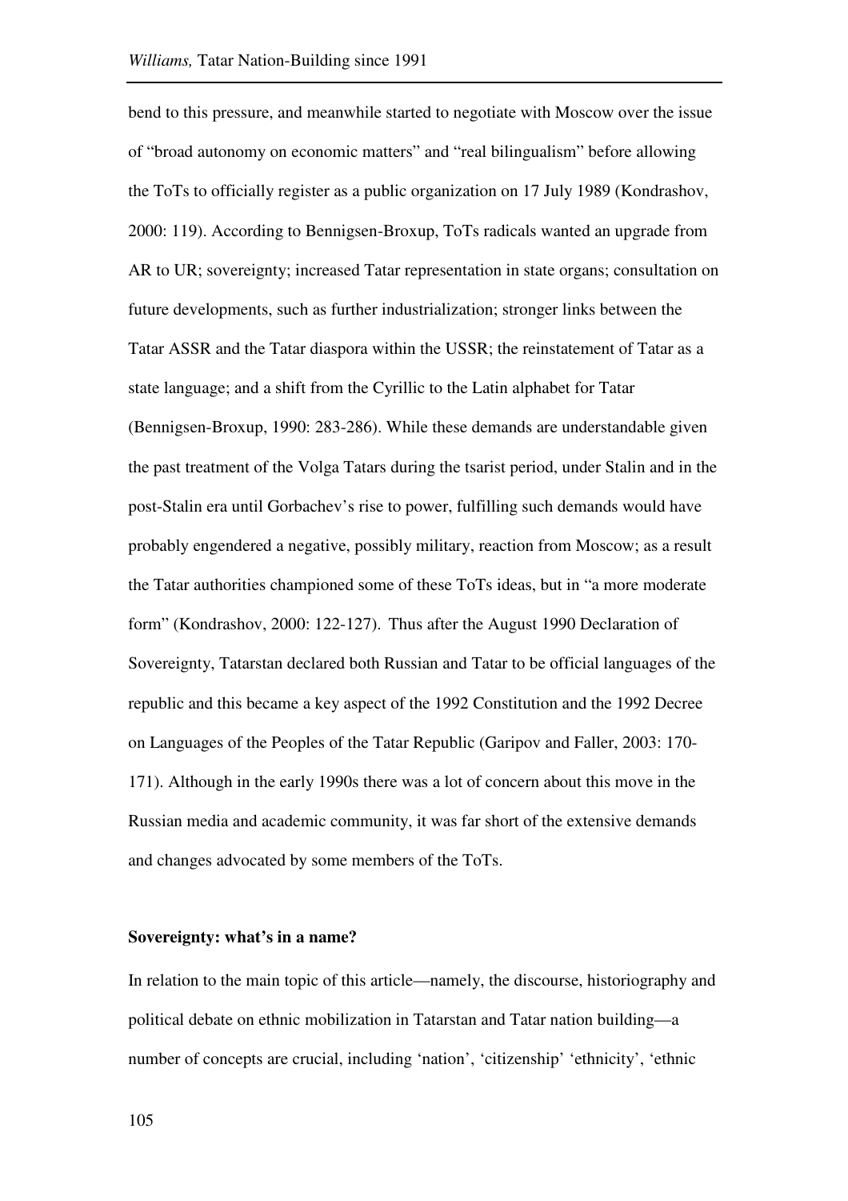bend to this pressure, and meanwhile started to negotiate with Moscow over the issue of "broad autonomy on economic matters" and "real bilingualism" before allowing the ToTs to officially register as a public organization on 17 July 1989 (Kondrashov, 2000: 119). According to Bennigsen-Broxup, ToTs radicals wanted an upgrade from AR to UR; sovereignty; increased Tatar representation in state organs; consultation on future developments, such as further industrialization; stronger links between the Tatar ASSR and the Tatar diaspora within the USSR; the reinstatement of Tatar as a state language; and a shift from the Cyrillic to the Latin alphabet for Tatar (Bennigsen-Broxup, 1990: 283-286). While these demands are understandable given the past treatment of the Volga Tatars during the tsarist period, under Stalin and in the post-Stalin era until Gorbachev's rise to power, fulfilling such demands would have probably engendered a negative, possibly military, reaction from Moscow; as a result the Tatar authorities championed some of these ToTs ideas, but in "a more moderate form" (Kondrashov, 2000: 122-127). Thus after the August 1990 Declaration of Sovereignty, Tatarstan declared both Russian and Tatar to be official languages of the republic and this became a key aspect of the 1992 Constitution and the 1992 Decree on Languages of the Peoples of the Tatar Republic (Garipov and Faller, 2003: 170-171). Although in the early 1990s there was a lot of concern about this move in the Russian media and academic community, it was far short of the extensive demands and changes advocated by some members of the ToTs.

**Sovereignty: what's in a name?**

In relation to the main topic of this article—namely, the discourse, historiography and political debate on ethnic mobilization in Tatarstan and Tatar nation building—a number of concepts are crucial, including 'nation', 'citizenship' 'ethnicity', 'ethnic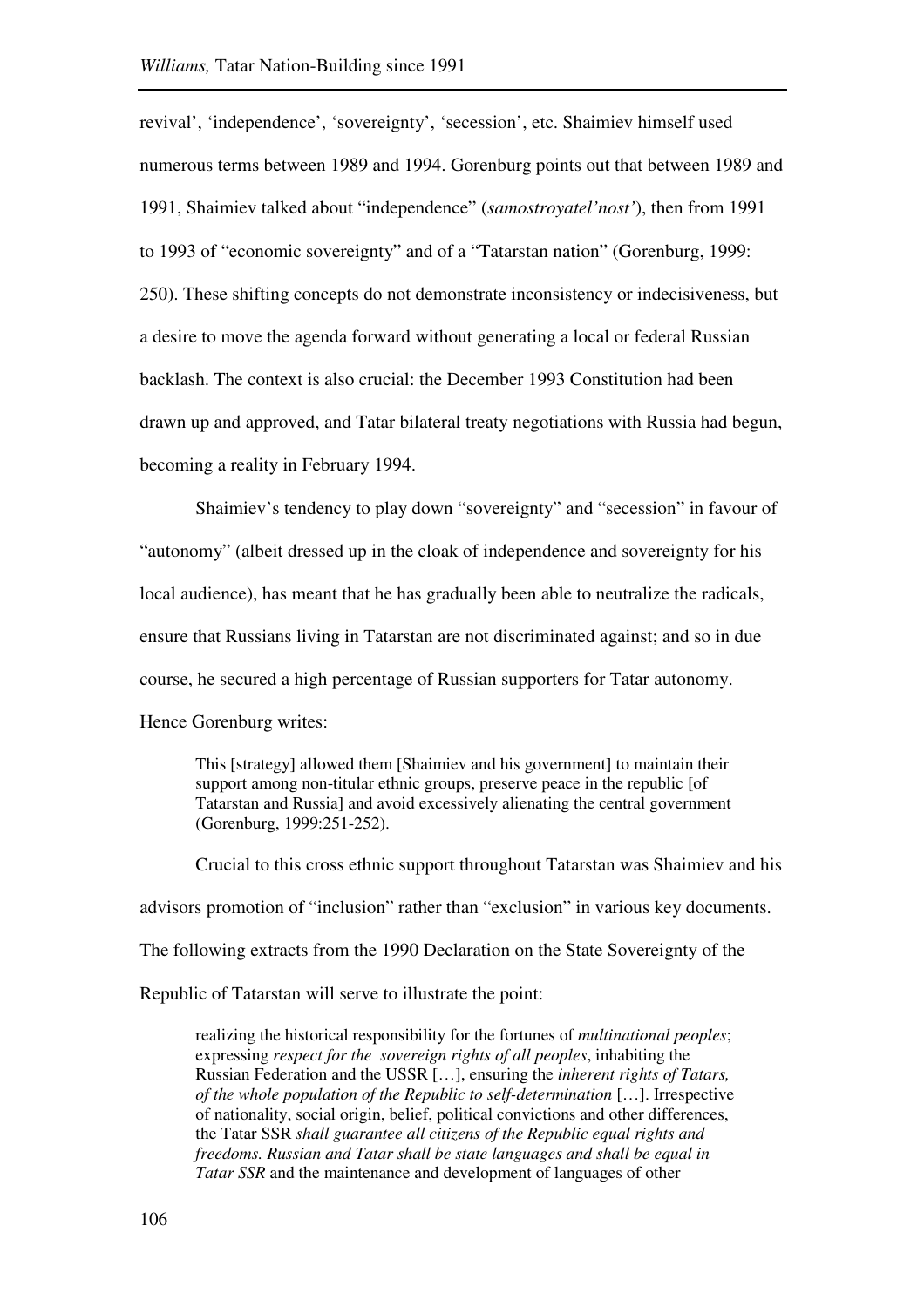revival', 'independence', 'sovereignty', 'secession', etc. Shaimiev himself used numerous terms between 1989 and 1994. Gorenburg points out that between 1989 and 1991, Shaimiev talked about "independence" (*samostroyatel'nost'*), then from 1991 to 1993 of "economic sovereignty" and of a "Tatarstan nation" (Gorenburg, 1999: 250). These shifting concepts do not demonstrate inconsistency or indecisiveness, but a desire to move the agenda forward without generating a local or federal Russian backlash. The context is also crucial: the December 1993 Constitution had been drawn up and approved, and Tatar bilateral treaty negotiations with Russia had begun, becoming a reality in February 1994.

Shaimiev's tendency to play down "sovereignty" and "secession" in favour of "autonomy" (albeit dressed up in the cloak of independence and sovereignty for his local audience), has meant that he has gradually been able to neutralize the radicals, ensure that Russians living in Tatarstan are not discriminated against; and so in due course, he secured a high percentage of Russian supporters for Tatar autonomy. Hence Gorenburg writes:

> This [strategy] allowed them [Shaimiev and his government] to maintain their support among non-titular ethnic groups, preserve peace in the republic [of Tatarstan and Russia] and avoid excessively alienating the central government (Gorenburg, 1999:251-252).

Crucial to this cross ethnic support throughout Tatarstan was Shaimiev and his advisors promotion of "inclusion" rather than "exclusion" in various key documents. The following extracts from the 1990 Declaration on the State Sovereignty of the Republic of Tatarstan will serve to illustrate the point:

> realizing the historical responsibility for the fortunes of *multinational peoples*; expressing *respect for the sovereign rights of all peoples*, inhabiting the Russian Federation and the USSR […], ensuring the *inherent rights of Tatars, of the whole population of the Republic to self-determination* […]. Irrespective of nationality, social origin, belief, political convictions and other differences, the Tatar SSR *shall guarantee all citizens of the Republic equal rights and freedoms. Russian and Tatar shall be state languages and shall be equal in Tatar SSR* and the maintenance and development of languages of other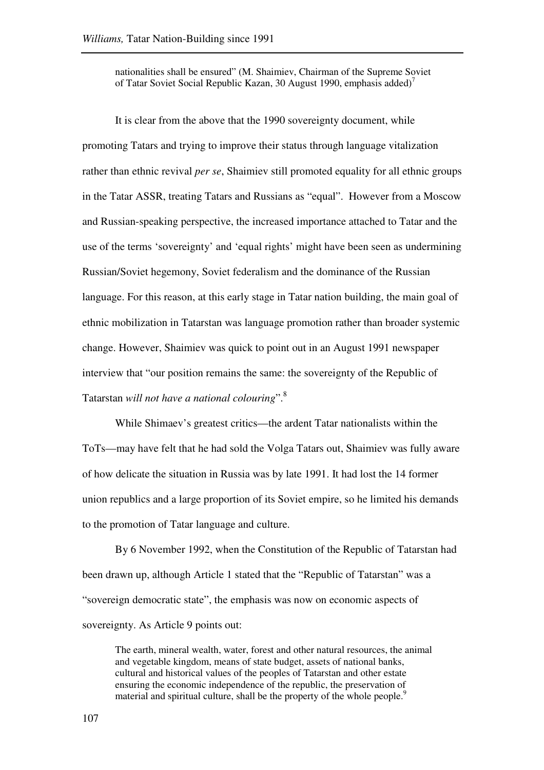> nationalities shall be ensured" (M. Shaimiev, Chairman of the Supreme Soviet of Tatar Soviet Social Republic Kazan, 30 August 1990, emphasis added)[7]

It is clear from the above that the 1990 sovereignty document, while promoting Tatars and trying to improve their status through language vitalization rather than ethnic revival *per se*, Shaimiev still promoted equality for all ethnic groups in the Tatar ASSR, treating Tatars and Russians as "equal". However from a Moscow and Russian-speaking perspective, the increased importance attached to Tatar and the use of the terms 'sovereignty' and 'equal rights' might have been seen as undermining Russian/Soviet hegemony, Soviet federalism and the dominance of the Russian language. For this reason, at this early stage in Tatar nation building, the main goal of ethnic mobilization in Tatarstan was language promotion rather than broader systemic change. However, Shaimiev was quick to point out in an August 1991 newspaper interview that "our position remains the same: the sovereignty of the Republic of Tatarstan *will not have a national colouring*".[8]

While Shimaev's greatest critics—the ardent Tatar nationalists within the ToTs—may have felt that he had sold the Volga Tatars out, Shaimiev was fully aware of how delicate the situation in Russia was by late 1991. It had lost the 14 former union republics and a large proportion of its Soviet empire, so he limited his demands to the promotion of Tatar language and culture.

By 6 November 1992, when the Constitution of the Republic of Tatarstan had been drawn up, although Article 1 stated that the "Republic of Tatarstan" was a "sovereign democratic state", the emphasis was now on economic aspects of sovereignty. As Article 9 points out:

> The earth, mineral wealth, water, forest and other natural resources, the animal and vegetable kingdom, means of state budget, assets of national banks, cultural and historical values of the peoples of Tatarstan and other estate ensuring the economic independence of the republic, the preservation of material and spiritual culture, shall be the property of the whole people.[9]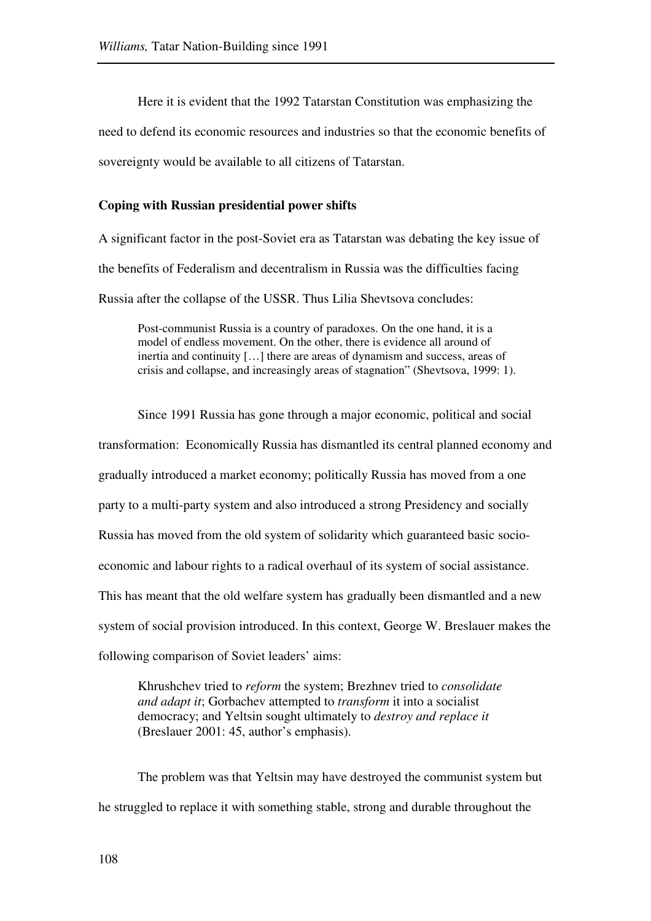Here it is evident that the 1992 Tatarstan Constitution was emphasizing the need to defend its economic resources and industries so that the economic benefits of sovereignty would be available to all citizens of Tatarstan.

### Coping with Russian presidential power shifts

A significant factor in the post-Soviet era as Tatarstan was debating the key issue of the benefits of Federalism and decentralism in Russia was the difficulties facing Russia after the collapse of the USSR. Thus Lilia Shevtsova concludes:

> Post-communist Russia is a country of paradoxes. On the one hand, it is a model of endless movement. On the other, there is evidence all around of inertia and continuity […] there are areas of dynamism and success, areas of crisis and collapse, and increasingly areas of stagnation" (Shevtsova, 1999: 1).

Since 1991 Russia has gone through a major economic, political and social transformation: Economically Russia has dismantled its central planned economy and gradually introduced a market economy; politically Russia has moved from a one party to a multi-party system and also introduced a strong Presidency and socially Russia has moved from the old system of solidarity which guaranteed basic socio-economic and labour rights to a radical overhaul of its system of social assistance. This has meant that the old welfare system has gradually been dismantled and a new system of social provision introduced. In this context, George W. Breslauer makes the following comparison of Soviet leaders' aims:

> Khrushchev tried to *reform* the system; Brezhnev tried to *consolidate and adapt it*; Gorbachev attempted to *transform* it into a socialist democracy; and Yeltsin sought ultimately to *destroy and replace it* (Breslauer 2001: 45, author's emphasis).

The problem was that Yeltsin may have destroyed the communist system but he struggled to replace it with something stable, strong and durable throughout the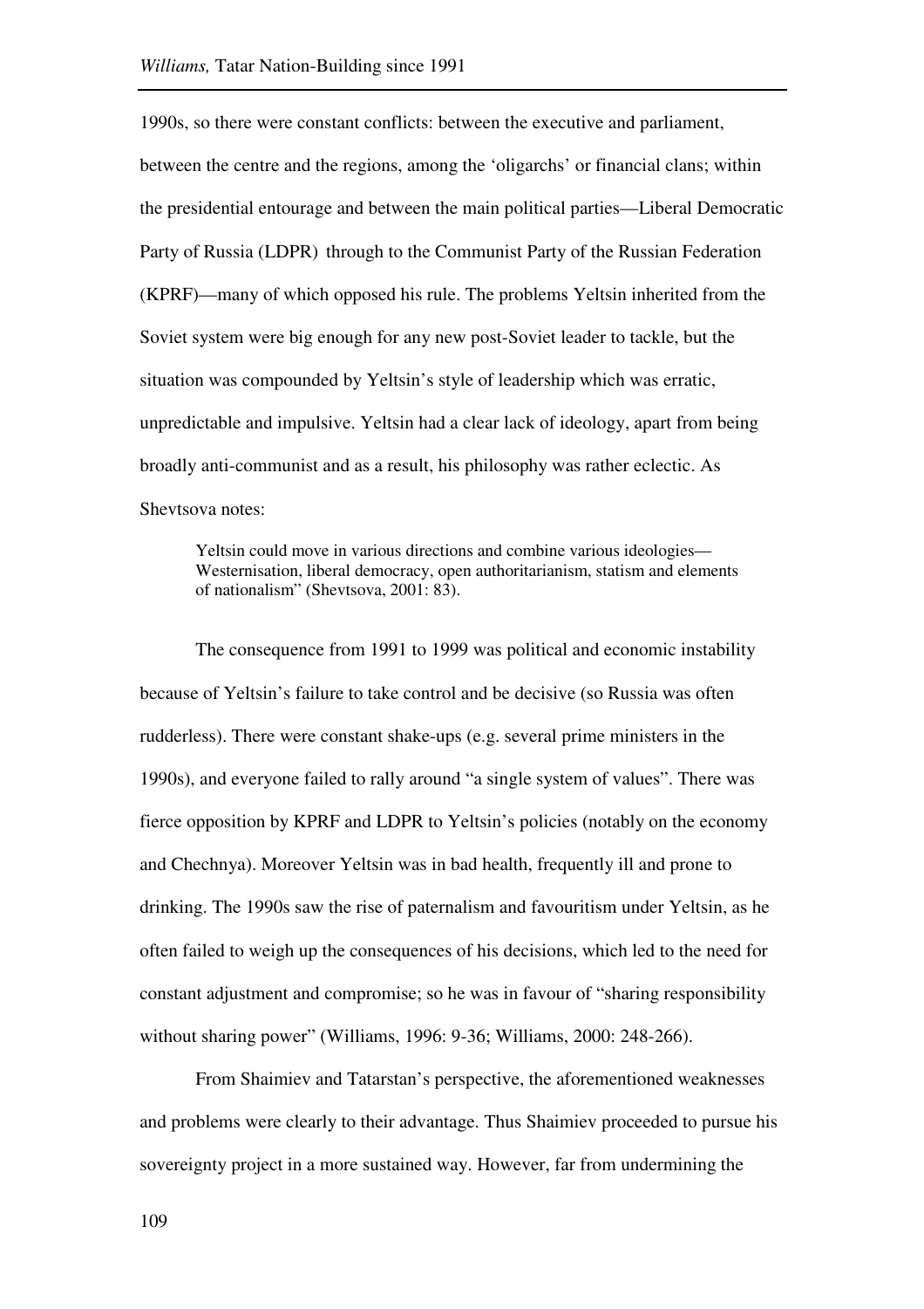1990s, so there were constant conflicts: between the executive and parliament, between the centre and the regions, among the 'oligarchs' or financial clans; within the presidential entourage and between the main political parties—Liberal Democratic Party of Russia (LDPR) through to the Communist Party of the Russian Federation (KPRF)—many of which opposed his rule. The problems Yeltsin inherited from the Soviet system were big enough for any new post-Soviet leader to tackle, but the situation was compounded by Yeltsin's style of leadership which was erratic, unpredictable and impulsive. Yeltsin had a clear lack of ideology, apart from being broadly anti-communist and as a result, his philosophy was rather eclectic. As Shevtsova notes:

> Yeltsin could move in various directions and combine various ideologies—Westernisation, liberal democracy, open authoritarianism, statism and elements of nationalism" (Shevtsova, 2001: 83).

The consequence from 1991 to 1999 was political and economic instability because of Yeltsin's failure to take control and be decisive (so Russia was often rudderless). There were constant shake-ups (e.g. several prime ministers in the 1990s), and everyone failed to rally around "a single system of values". There was fierce opposition by KPRF and LDPR to Yeltsin's policies (notably on the economy and Chechnya). Moreover Yeltsin was in bad health, frequently ill and prone to drinking. The 1990s saw the rise of paternalism and favouritism under Yeltsin, as he often failed to weigh up the consequences of his decisions, which led to the need for constant adjustment and compromise; so he was in favour of "sharing responsibility without sharing power" (Williams, 1996: 9-36; Williams, 2000: 248-266).

From Shaimiev and Tatarstan's perspective, the aforementioned weaknesses and problems were clearly to their advantage. Thus Shaimiev proceeded to pursue his sovereignty project in a more sustained way. However, far from undermining the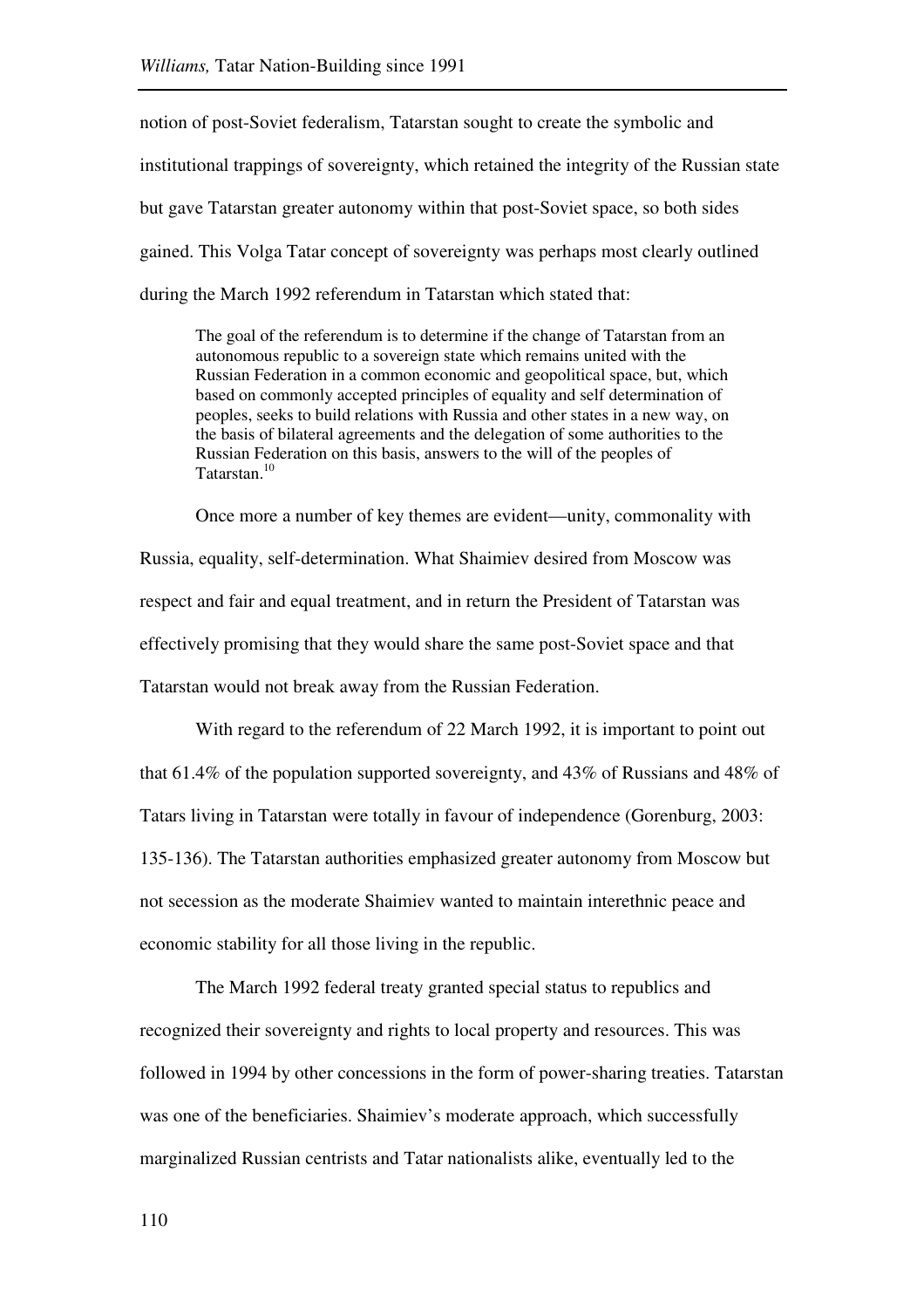notion of post-Soviet federalism, Tatarstan sought to create the symbolic and institutional trappings of sovereignty, which retained the integrity of the Russian state but gave Tatarstan greater autonomy within that post-Soviet space, so both sides gained. This Volga Tatar concept of sovereignty was perhaps most clearly outlined during the March 1992 referendum in Tatarstan which stated that:

> The goal of the referendum is to determine if the change of Tatarstan from an autonomous republic to a sovereign state which remains united with the Russian Federation in a common economic and geopolitical space, but, which based on commonly accepted principles of equality and self determination of peoples, seeks to build relations with Russia and other states in a new way, on the basis of bilateral agreements and the delegation of some authorities to the Russian Federation on this basis, answers to the will of the peoples of Tatarstan.[10]

Once more a number of key themes are evident—unity, commonality with Russia, equality, self-determination. What Shaimiev desired from Moscow was respect and fair and equal treatment, and in return the President of Tatarstan was effectively promising that they would share the same post-Soviet space and that Tatarstan would not break away from the Russian Federation.

With regard to the referendum of 22 March 1992, it is important to point out that 61.4% of the population supported sovereignty, and 43% of Russians and 48% of Tatars living in Tatarstan were totally in favour of independence (Gorenburg, 2003: 135-136). The Tatarstan authorities emphasized greater autonomy from Moscow but not secession as the moderate Shaimiev wanted to maintain interethnic peace and economic stability for all those living in the republic.

The March 1992 federal treaty granted special status to republics and recognized their sovereignty and rights to local property and resources. This was followed in 1994 by other concessions in the form of power-sharing treaties. Tatarstan was one of the beneficiaries. Shaimiev's moderate approach, which successfully marginalized Russian centrists and Tatar nationalists alike, eventually led to the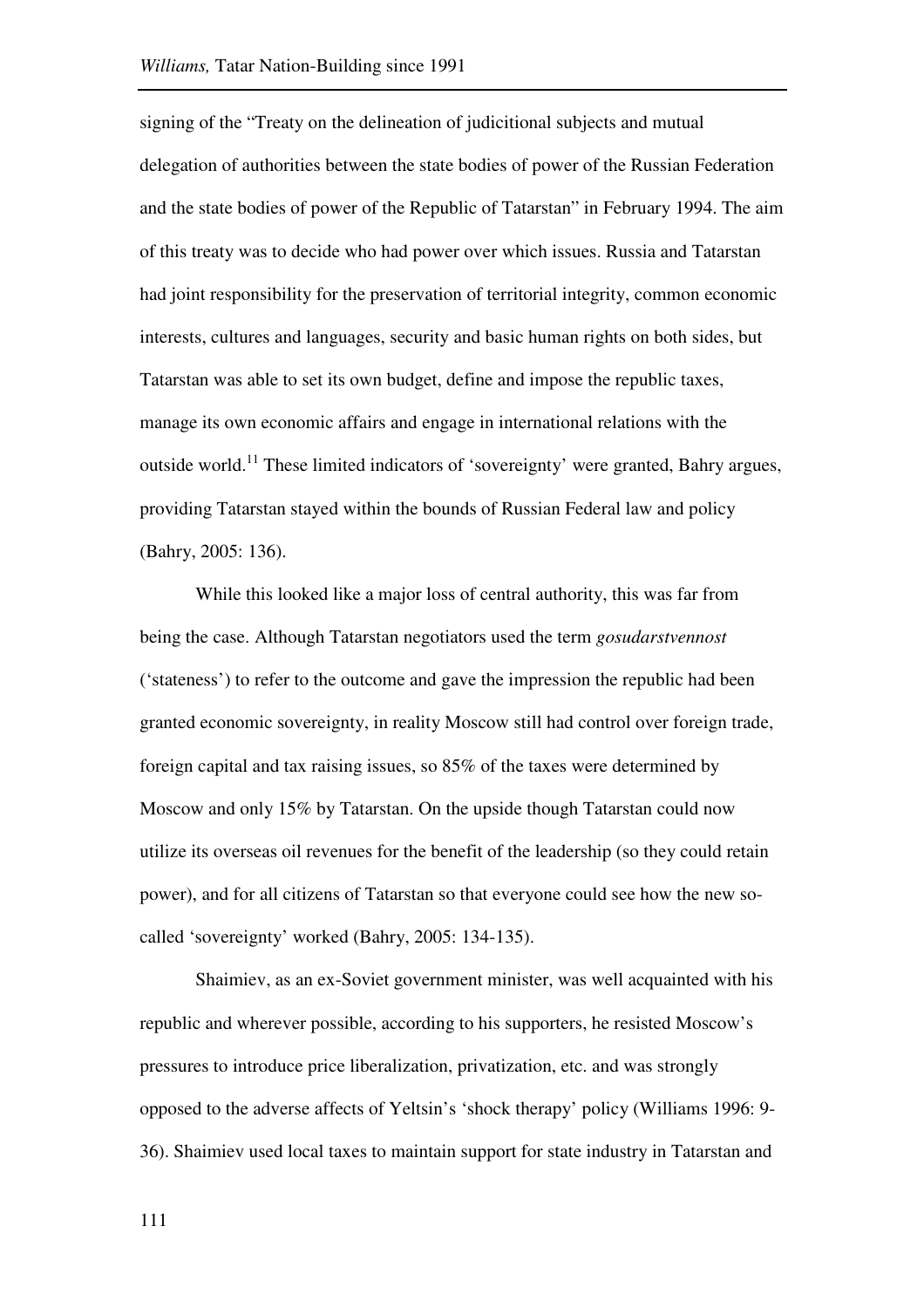signing of the "Treaty on the delineation of judicitional subjects and mutual delegation of authorities between the state bodies of power of the Russian Federation and the state bodies of power of the Republic of Tatarstan" in February 1994. The aim of this treaty was to decide who had power over which issues. Russia and Tatarstan had joint responsibility for the preservation of territorial integrity, common economic interests, cultures and languages, security and basic human rights on both sides, but Tatarstan was able to set its own budget, define and impose the republic taxes, manage its own economic affairs and engage in international relations with the outside world.[11] These limited indicators of 'sovereignty' were granted, Bahry argues, providing Tatarstan stayed within the bounds of Russian Federal law and policy (Bahry, 2005: 136).

While this looked like a major loss of central authority, this was far from being the case. Although Tatarstan negotiators used the term *gosudarstvennost* ('stateness') to refer to the outcome and gave the impression the republic had been granted economic sovereignty, in reality Moscow still had control over foreign trade, foreign capital and tax raising issues, so 85% of the taxes were determined by Moscow and only 15% by Tatarstan. On the upside though Tatarstan could now utilize its overseas oil revenues for the benefit of the leadership (so they could retain power), and for all citizens of Tatarstan so that everyone could see how the new so-called 'sovereignty' worked (Bahry, 2005: 134-135).

Shaimiev, as an ex-Soviet government minister, was well acquainted with his republic and wherever possible, according to his supporters, he resisted Moscow's pressures to introduce price liberalization, privatization, etc. and was strongly opposed to the adverse affects of Yeltsin's 'shock therapy' policy (Williams 1996: 9-36). Shaimiev used local taxes to maintain support for state industry in Tatarstan and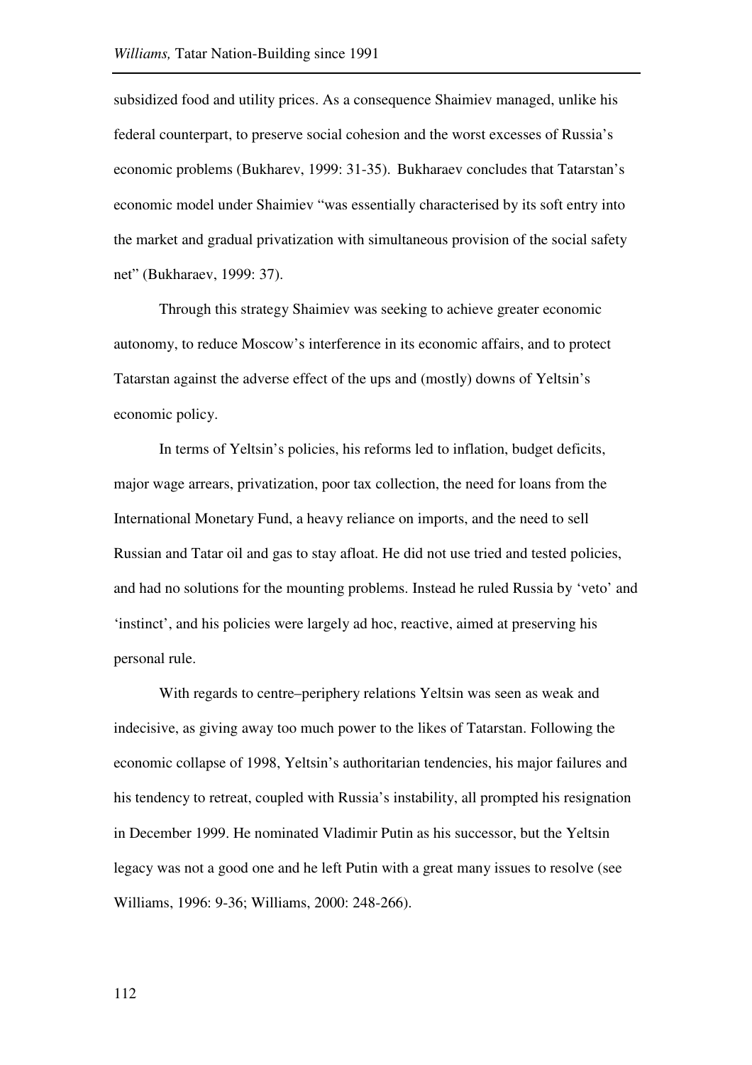subsidized food and utility prices. As a consequence Shaimiev managed, unlike his federal counterpart, to preserve social cohesion and the worst excesses of Russia's economic problems (Bukharev, 1999: 31-35). Bukharaev concludes that Tatarstan's economic model under Shaimiev "was essentially characterised by its soft entry into the market and gradual privatization with simultaneous provision of the social safety net" (Bukharaev, 1999: 37).

Through this strategy Shaimiev was seeking to achieve greater economic autonomy, to reduce Moscow's interference in its economic affairs, and to protect Tatarstan against the adverse effect of the ups and (mostly) downs of Yeltsin's economic policy.

In terms of Yeltsin's policies, his reforms led to inflation, budget deficits, major wage arrears, privatization, poor tax collection, the need for loans from the International Monetary Fund, a heavy reliance on imports, and the need to sell Russian and Tatar oil and gas to stay afloat. He did not use tried and tested policies, and had no solutions for the mounting problems. Instead he ruled Russia by 'veto' and 'instinct', and his policies were largely ad hoc, reactive, aimed at preserving his personal rule.

With regards to centre–periphery relations Yeltsin was seen as weak and indecisive, as giving away too much power to the likes of Tatarstan. Following the economic collapse of 1998, Yeltsin's authoritarian tendencies, his major failures and his tendency to retreat, coupled with Russia's instability, all prompted his resignation in December 1999. He nominated Vladimir Putin as his successor, but the Yeltsin legacy was not a good one and he left Putin with a great many issues to resolve (see Williams, 1996: 9-36; Williams, 2000: 248-266).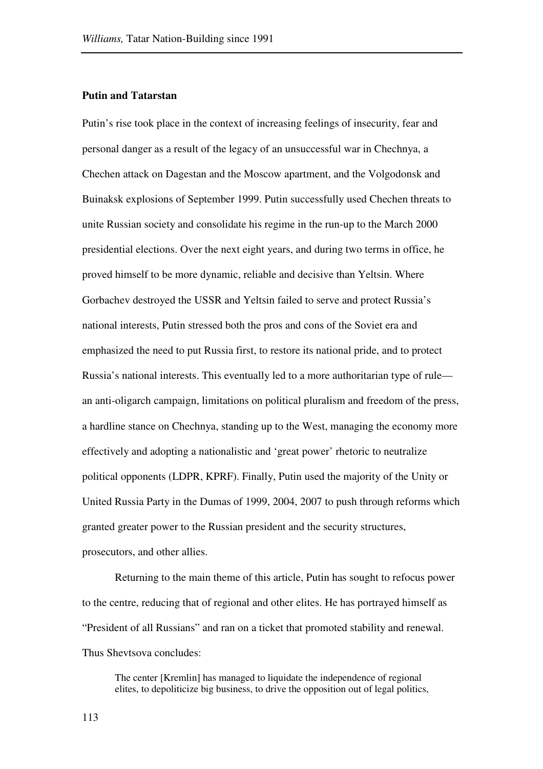**Putin and Tatarstan**

Putin's rise took place in the context of increasing feelings of insecurity, fear and personal danger as a result of the legacy of an unsuccessful war in Chechnya, a Chechen attack on Dagestan and the Moscow apartment, and the Volgodonsk and Buinaksk explosions of September 1999. Putin successfully used Chechen threats to unite Russian society and consolidate his regime in the run-up to the March 2000 presidential elections. Over the next eight years, and during two terms in office, he proved himself to be more dynamic, reliable and decisive than Yeltsin. Where Gorbachev destroyed the USSR and Yeltsin failed to serve and protect Russia's national interests, Putin stressed both the pros and cons of the Soviet era and emphasized the need to put Russia first, to restore its national pride, and to protect Russia's national interests. This eventually led to a more authoritarian type of rule—an anti-oligarch campaign, limitations on political pluralism and freedom of the press, a hardline stance on Chechnya, standing up to the West, managing the economy more effectively and adopting a nationalistic and 'great power' rhetoric to neutralize political opponents (LDPR, KPRF). Finally, Putin used the majority of the Unity or United Russia Party in the Dumas of 1999, 2004, 2007 to push through reforms which granted greater power to the Russian president and the security structures, prosecutors, and other allies.

Returning to the main theme of this article, Putin has sought to refocus power to the centre, reducing that of regional and other elites. He has portrayed himself as "President of all Russians" and ran on a ticket that promoted stability and renewal. Thus Shevtsova concludes:

> The center [Kremlin] has managed to liquidate the independence of regional elites, to depoliticize big business, to drive the opposition out of legal politics,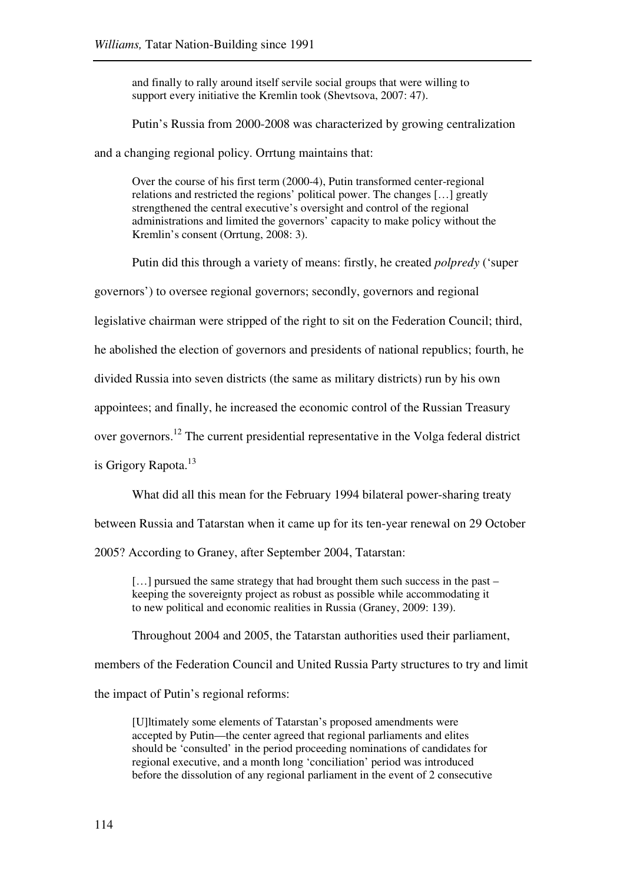> and finally to rally around itself servile social groups that were willing to support every initiative the Kremlin took (Shevtsova, 2007: 47).

Putin's Russia from 2000-2008 was characterized by growing centralization and a changing regional policy. Orrtung maintains that:

> Over the course of his first term (2000-4), Putin transformed center-regional relations and restricted the regions' political power. The changes […] greatly strengthened the central executive's oversight and control of the regional administrations and limited the governors' capacity to make policy without the Kremlin's consent (Orrtung, 2008: 3).

Putin did this through a variety of means: firstly, he created *polpredy* ('super governors') to oversee regional governors; secondly, governors and regional legislative chairman were stripped of the right to sit on the Federation Council; third, he abolished the election of governors and presidents of national republics; fourth, he divided Russia into seven districts (the same as military districts) run by his own appointees; and finally, he increased the economic control of the Russian Treasury over governors.[12] The current presidential representative in the Volga federal district is Grigory Rapota.[13]

What did all this mean for the February 1994 bilateral power-sharing treaty between Russia and Tatarstan when it came up for its ten-year renewal on 29 October 2005? According to Graney, after September 2004, Tatarstan:

> […] pursued the same strategy that had brought them such success in the past – keeping the sovereignty project as robust as possible while accommodating it to new political and economic realities in Russia (Graney, 2009: 139).

Throughout 2004 and 2005, the Tatarstan authorities used their parliament, members of the Federation Council and United Russia Party structures to try and limit the impact of Putin's regional reforms:

> [U]ltimately some elements of Tatarstan's proposed amendments were accepted by Putin—the center agreed that regional parliaments and elites should be 'consulted' in the period proceeding nominations of candidates for regional executive, and a month long 'conciliation' period was introduced before the dissolution of any regional parliament in the event of 2 consecutive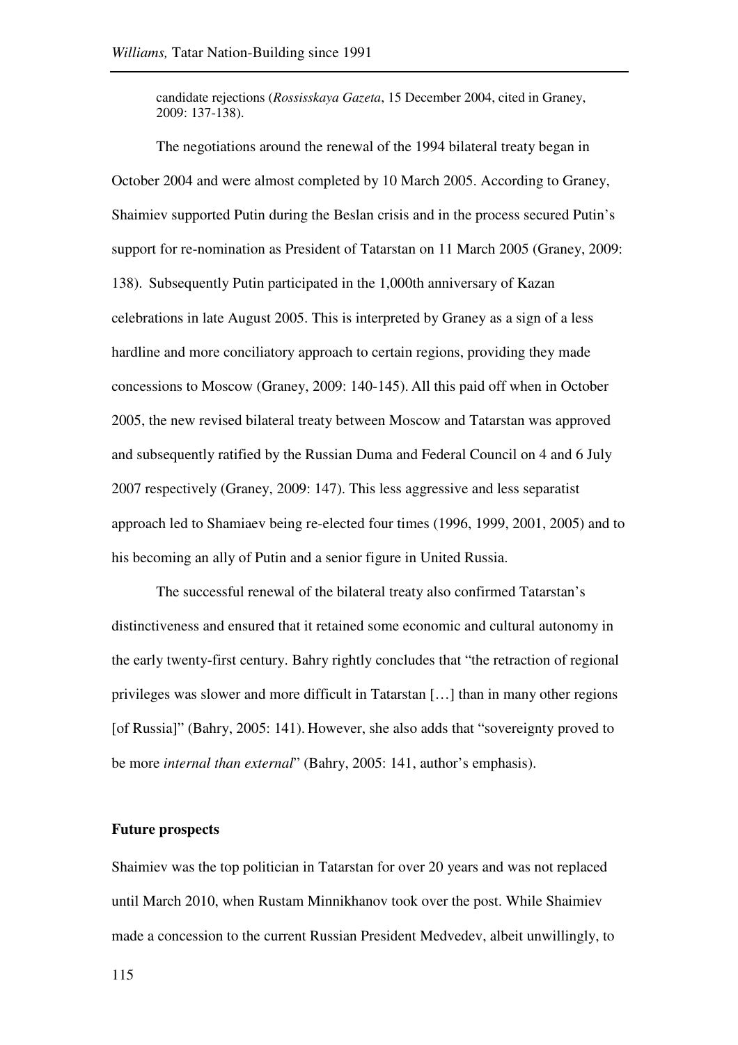candidate rejections (*Rossisskaya Gazeta*, 15 December 2004, cited in Graney, 2009: 137-138).

The negotiations around the renewal of the 1994 bilateral treaty began in October 2004 and were almost completed by 10 March 2005. According to Graney, Shaimiev supported Putin during the Beslan crisis and in the process secured Putin's support for re-nomination as President of Tatarstan on 11 March 2005 (Graney, 2009: 138). Subsequently Putin participated in the 1,000th anniversary of Kazan celebrations in late August 2005. This is interpreted by Graney as a sign of a less hardline and more conciliatory approach to certain regions, providing they made concessions to Moscow (Graney, 2009: 140-145). All this paid off when in October 2005, the new revised bilateral treaty between Moscow and Tatarstan was approved and subsequently ratified by the Russian Duma and Federal Council on 4 and 6 July 2007 respectively (Graney, 2009: 147). This less aggressive and less separatist approach led to Shamiaev being re-elected four times (1996, 1999, 2001, 2005) and to his becoming an ally of Putin and a senior figure in United Russia.

The successful renewal of the bilateral treaty also confirmed Tatarstan's distinctiveness and ensured that it retained some economic and cultural autonomy in the early twenty-first century. Bahry rightly concludes that "the retraction of regional privileges was slower and more difficult in Tatarstan […] than in many other regions [of Russia]" (Bahry, 2005: 141). However, she also adds that "sovereignty proved to be more *internal than external*" (Bahry, 2005: 141, author's emphasis).

**Future prospects**

Shaimiev was the top politician in Tatarstan for over 20 years and was not replaced until March 2010, when Rustam Minnikhanov took over the post. While Shaimiev made a concession to the current Russian President Medvedev, albeit unwillingly, to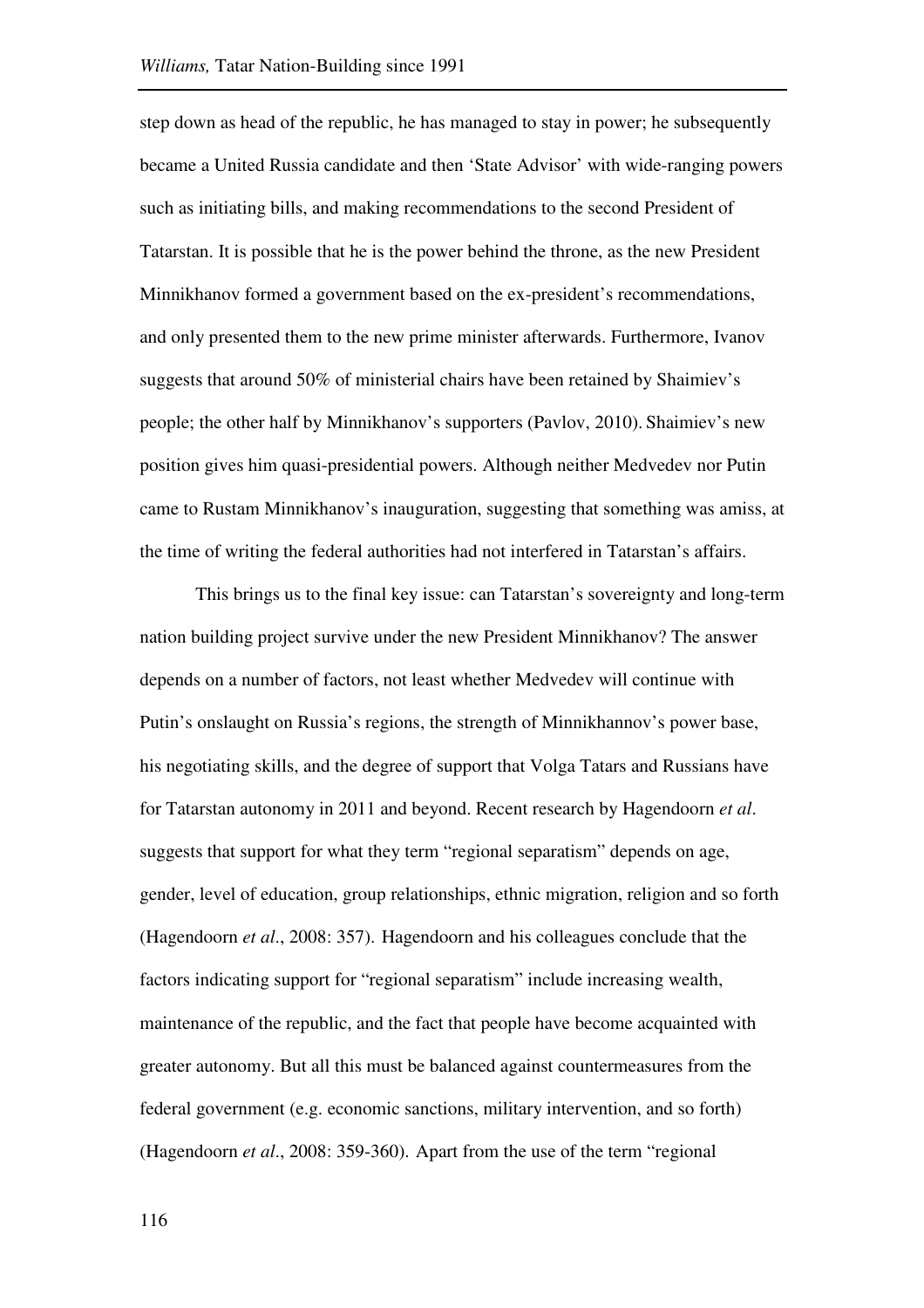step down as head of the republic, he has managed to stay in power; he subsequently became a United Russia candidate and then 'State Advisor' with wide-ranging powers such as initiating bills, and making recommendations to the second President of Tatarstan. It is possible that he is the power behind the throne, as the new President Minnikhanov formed a government based on the ex-president's recommendations, and only presented them to the new prime minister afterwards. Furthermore, Ivanov suggests that around 50% of ministerial chairs have been retained by Shaimiev's people; the other half by Minnikhanov's supporters (Pavlov, 2010). Shaimiev's new position gives him quasi-presidential powers. Although neither Medvedev nor Putin came to Rustam Minnikhanov's inauguration, suggesting that something was amiss, at the time of writing the federal authorities had not interfered in Tatarstan's affairs.

This brings us to the final key issue: can Tatarstan's sovereignty and long-term nation building project survive under the new President Minnikhanov? The answer depends on a number of factors, not least whether Medvedev will continue with Putin's onslaught on Russia's regions, the strength of Minnikhannov's power base, his negotiating skills, and the degree of support that Volga Tatars and Russians have for Tatarstan autonomy in 2011 and beyond. Recent research by Hagendoorn *et al*. suggests that support for what they term "regional separatism" depends on age, gender, level of education, group relationships, ethnic migration, religion and so forth (Hagendoorn *et al*., 2008: 357). Hagendoorn and his colleagues conclude that the factors indicating support for "regional separatism" include increasing wealth, maintenance of the republic, and the fact that people have become acquainted with greater autonomy. But all this must be balanced against countermeasures from the federal government (e.g. economic sanctions, military intervention, and so forth) (Hagendoorn *et al*., 2008: 359-360). Apart from the use of the term "regional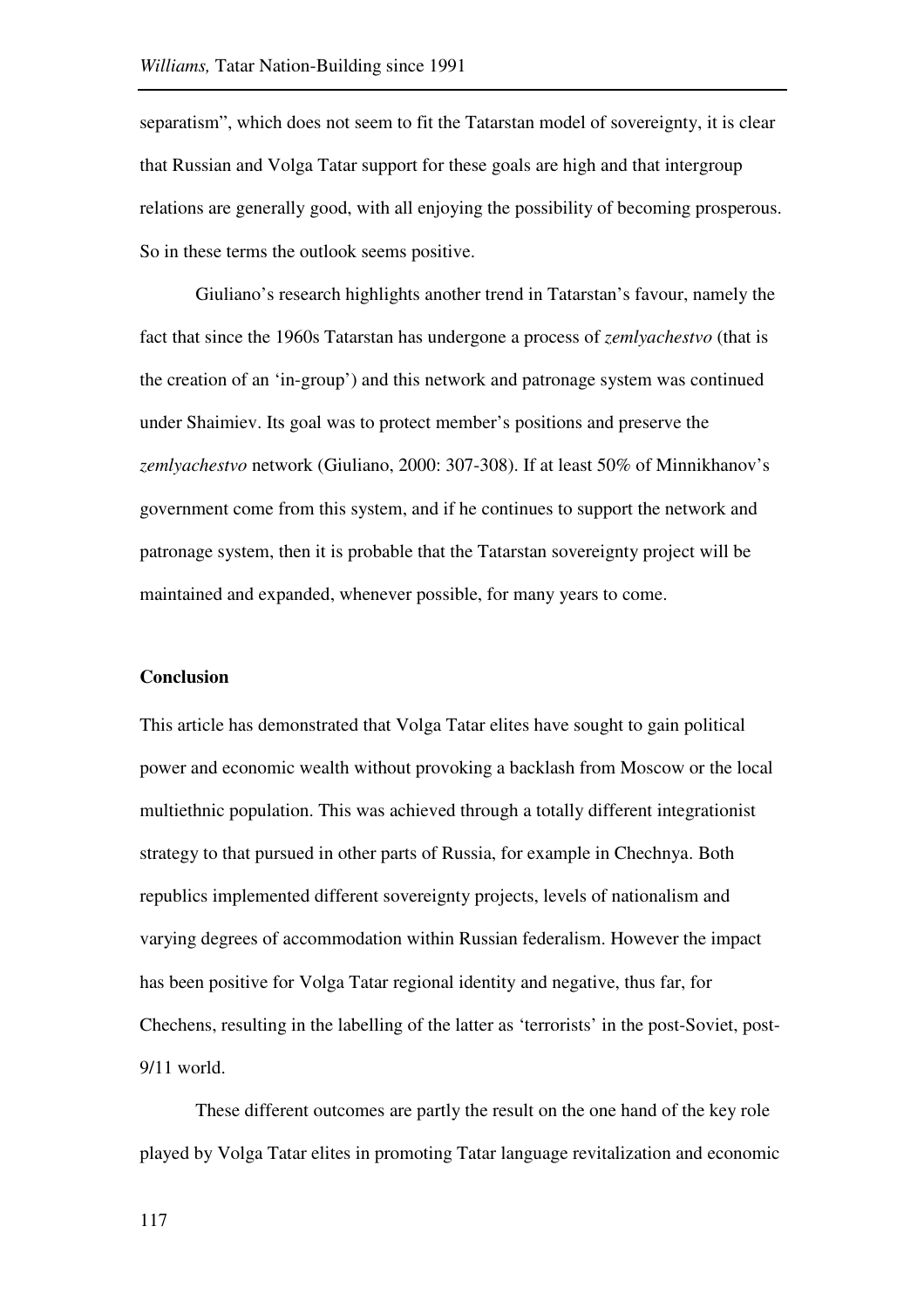separatism", which does not seem to fit the Tatarstan model of sovereignty, it is clear that Russian and Volga Tatar support for these goals are high and that intergroup relations are generally good, with all enjoying the possibility of becoming prosperous. So in these terms the outlook seems positive.

Giuliano's research highlights another trend in Tatarstan's favour, namely the fact that since the 1960s Tatarstan has undergone a process of *zemlyachestvo* (that is the creation of an 'in-group') and this network and patronage system was continued under Shaimiev. Its goal was to protect member's positions and preserve the *zemlyachestvo* network (Giuliano, 2000: 307-308). If at least 50% of Minnikhanov's government come from this system, and if he continues to support the network and patronage system, then it is probable that the Tatarstan sovereignty project will be maintained and expanded, whenever possible, for many years to come.

**Conclusion**

This article has demonstrated that Volga Tatar elites have sought to gain political power and economic wealth without provoking a backlash from Moscow or the local multiethnic population. This was achieved through a totally different integrationist strategy to that pursued in other parts of Russia, for example in Chechnya. Both republics implemented different sovereignty projects, levels of nationalism and varying degrees of accommodation within Russian federalism. However the impact has been positive for Volga Tatar regional identity and negative, thus far, for Chechens, resulting in the labelling of the latter as 'terrorists' in the post-Soviet, post-9/11 world.

These different outcomes are partly the result on the one hand of the key role played by Volga Tatar elites in promoting Tatar language revitalization and economic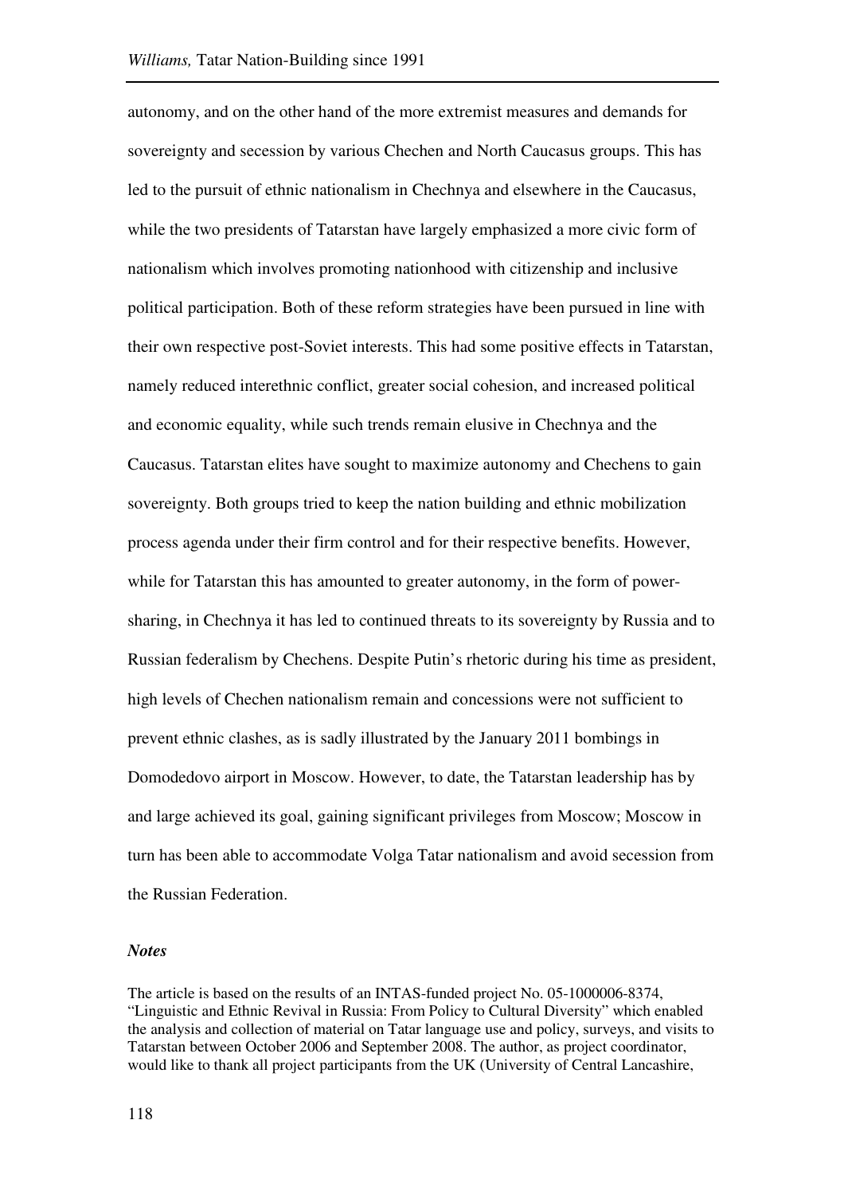autonomy, and on the other hand of the more extremist measures and demands for sovereignty and secession by various Chechen and North Caucasus groups. This has led to the pursuit of ethnic nationalism in Chechnya and elsewhere in the Caucasus, while the two presidents of Tatarstan have largely emphasized a more civic form of nationalism which involves promoting nationhood with citizenship and inclusive political participation. Both of these reform strategies have been pursued in line with their own respective post-Soviet interests. This had some positive effects in Tatarstan, namely reduced interethnic conflict, greater social cohesion, and increased political and economic equality, while such trends remain elusive in Chechnya and the Caucasus. Tatarstan elites have sought to maximize autonomy and Chechens to gain sovereignty. Both groups tried to keep the nation building and ethnic mobilization process agenda under their firm control and for their respective benefits. However, while for Tatarstan this has amounted to greater autonomy, in the form of power-sharing, in Chechnya it has led to continued threats to its sovereignty by Russia and to Russian federalism by Chechens. Despite Putin's rhetoric during his time as president, high levels of Chechen nationalism remain and concessions were not sufficient to prevent ethnic clashes, as is sadly illustrated by the January 2011 bombings in Domodedovo airport in Moscow. However, to date, the Tatarstan leadership has by and large achieved its goal, gaining significant privileges from Moscow; Moscow in turn has been able to accommodate Volga Tatar nationalism and avoid secession from the Russian Federation.

### *Notes*

The article is based on the results of an INTAS-funded project No. 05-1000006-8374, "Linguistic and Ethnic Revival in Russia: From Policy to Cultural Diversity" which enabled the analysis and collection of material on Tatar language use and policy, surveys, and visits to Tatarstan between October 2006 and September 2008. The author, as project coordinator, would like to thank all project participants from the UK (University of Central Lancashire,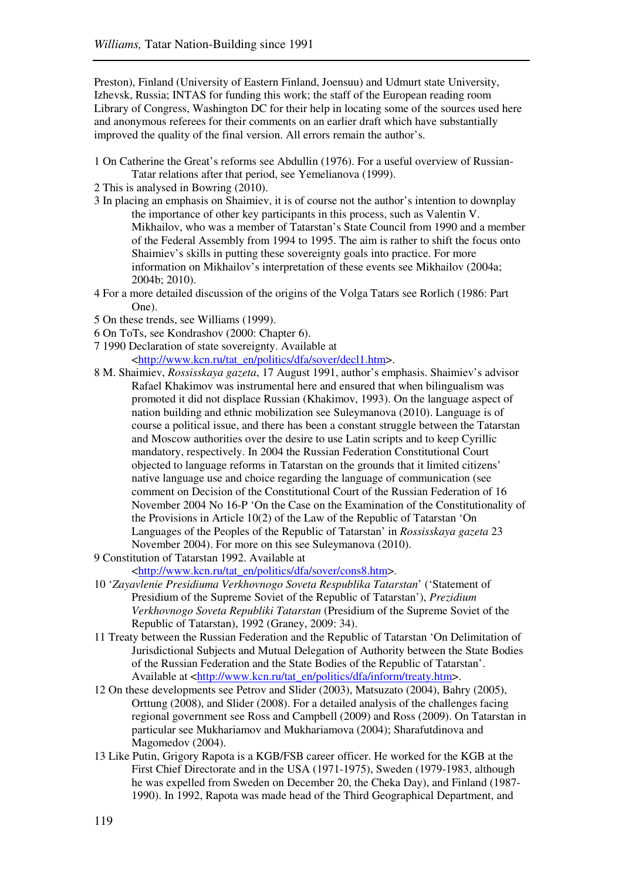Preston), Finland (University of Eastern Finland, Joensuu) and Udmurt state University, Izhevsk, Russia; INTAS for funding this work; the staff of the European reading room Library of Congress, Washington DC for their help in locating some of the sources used here and anonymous referees for their comments on an earlier draft which have substantially improved the quality of the final version. All errors remain the author's.

1 On Catherine the Great's reforms see Abdullin (1976). For a useful overview of Russian-Tatar relations after that period, see Yemelianova (1999).

2 This is analysed in Bowring (2010).

3 In placing an emphasis on Shaimiev, it is of course not the author's intention to downplay the importance of other key participants in this process, such as Valentin V. Mikhailov, who was a member of Tatarstan's State Council from 1990 and a member of the Federal Assembly from 1994 to 1995. The aim is rather to shift the focus onto Shaimiev's skills in putting these sovereignty goals into practice. For more information on Mikhailov's interpretation of these events see Mikhailov (2004a; 2004b; 2010).

4 For a more detailed discussion of the origins of the Volga Tatars see Rorlich (1986: Part One).

5 On these trends, see Williams (1999).

6 On ToTs, see Kondrashov (2000: Chapter 6).

7 1990 Declaration of state sovereignty. Available at <http://www.kcn.ru/tat_en/politics/dfa/sover/decl1.htm>.

8 M. Shaimiev, *Rossisskaya gazeta*, 17 August 1991, author's emphasis. Shaimiev's advisor Rafael Khakimov was instrumental here and ensured that when bilingualism was promoted it did not displace Russian (Khakimov, 1993). On the language aspect of nation building and ethnic mobilization see Suleymanova (2010). Language is of course a political issue, and there has been a constant struggle between the Tatarstan and Moscow authorities over the desire to use Latin scripts and to keep Cyrillic mandatory, respectively. In 2004 the Russian Federation Constitutional Court objected to language reforms in Tatarstan on the grounds that it limited citizens' native language use and choice regarding the language of communication (see comment on Decision of the Constitutional Court of the Russian Federation of 16 November 2004 No 16-P 'On the Case on the Examination of the Constitutionality of the Provisions in Article 10(2) of the Law of the Republic of Tatarstan 'On Languages of the Peoples of the Republic of Tatarstan' in *Rossisskaya gazeta* 23 November 2004). For more on this see Suleymanova (2010).

9 Constitution of Tatarstan 1992. Available at <http://www.kcn.ru/tat_en/politics/dfa/sover/cons8.htm>.

10 '*Zayavlenie Presidiuma Verkhovnogo Soveta Respublika Tatarstan*' ('Statement of Presidium of the Supreme Soviet of the Republic of Tatarstan'), *Prezidium Verkhovnogo Soveta Republiki Tatarstan* (Presidium of the Supreme Soviet of the Republic of Tatarstan), 1992 (Graney, 2009: 34).

11 Treaty between the Russian Federation and the Republic of Tatarstan 'On Delimitation of Jurisdictional Subjects and Mutual Delegation of Authority between the State Bodies of the Russian Federation and the State Bodies of the Republic of Tatarstan'. Available at <http://www.kcn.ru/tat_en/politics/dfa/inform/treaty.htm>.

12 On these developments see Petrov and Slider (2003), Matsuzato (2004), Bahry (2005), Orttung (2008), and Slider (2008). For a detailed analysis of the challenges facing regional government see Ross and Campbell (2009) and Ross (2009). On Tatarstan in particular see Mukhariamov and Mukhariamova (2004); Sharafutdinova and Magomedov (2004).

13 Like Putin, Grigory Rapota is a KGB/FSB career officer. He worked for the KGB at the First Chief Directorate and in the USA (1971-1975), Sweden (1979-1983, although he was expelled from Sweden on December 20, the Cheka Day), and Finland (1987-1990). In 1992, Rapota was made head of the Third Geographical Department, and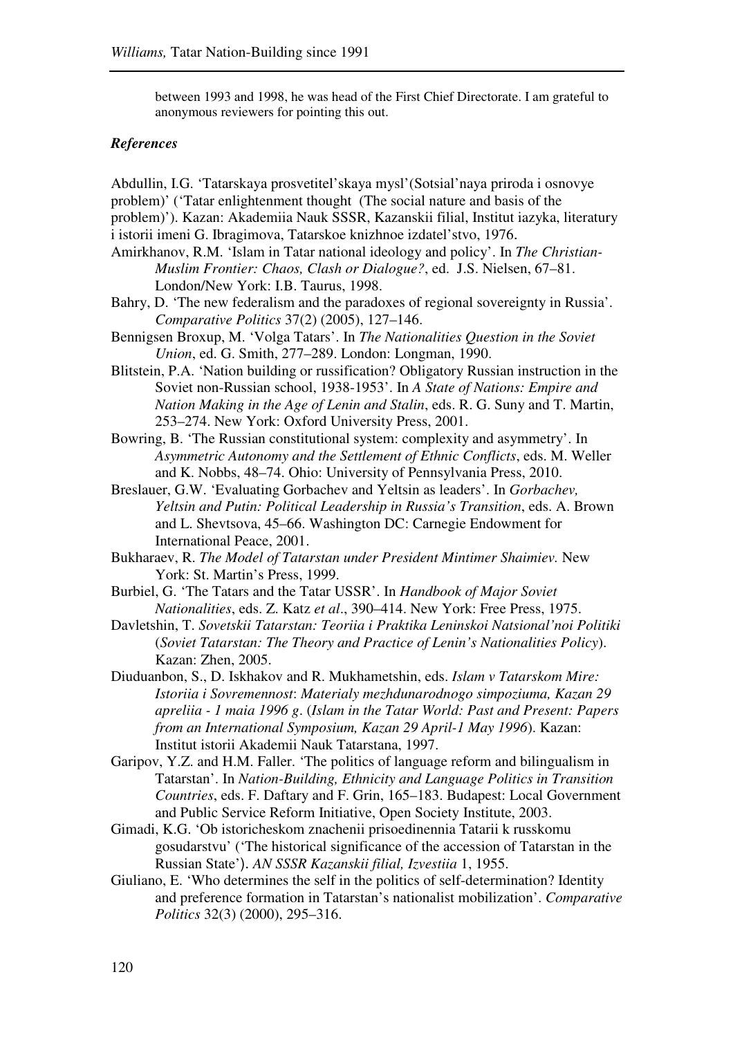between 1993 and 1998, he was head of the First Chief Directorate. I am grateful to anonymous reviewers for pointing this out.

### *References*

Abdullin, I.G. 'Tatarskaya prosvetitel'skaya mysl'(Sotsial'naya priroda i osnovye problem)' ('Tatar enlightenment thought (The social nature and basis of the problem)'). Kazan: Akademiia Nauk SSSR, Kazanskii filial, Institut iazyka, literatury i istorii imeni G. Ibragimova, Tatarskoe knizhnoe izdatel'stvo, 1976.

Amirkhanov, R.M. 'Islam in Tatar national ideology and policy'. In *The Christian-Muslim Frontier: Chaos, Clash or Dialogue?*, ed. J.S. Nielsen, 67–81. London/New York: I.B. Taurus, 1998.

Bahry, D. 'The new federalism and the paradoxes of regional sovereignty in Russia'. *Comparative Politics* 37(2) (2005), 127–146.

Bennigsen Broxup, M. 'Volga Tatars'. In *The Nationalities Question in the Soviet Union*, ed. G. Smith, 277–289. London: Longman, 1990.

Blitstein, P.A. 'Nation building or russification? Obligatory Russian instruction in the Soviet non-Russian school, 1938-1953'. In *A State of Nations: Empire and Nation Making in the Age of Lenin and Stalin*, eds. R. G. Suny and T. Martin, 253–274. New York: Oxford University Press, 2001.

Bowring, B. 'The Russian constitutional system: complexity and asymmetry'. In *Asymmetric Autonomy and the Settlement of Ethnic Conflicts*, eds. M. Weller and K. Nobbs, 48–74. Ohio: University of Pennsylvania Press, 2010.

Breslauer, G.W. 'Evaluating Gorbachev and Yeltsin as leaders'. In *Gorbachev, Yeltsin and Putin: Political Leadership in Russia's Transition*, eds. A. Brown and L. Shevtsova, 45–66. Washington DC: Carnegie Endowment for International Peace, 2001.

Bukharaev, R. *The Model of Tatarstan under President Mintimer Shaimiev.* New York: St. Martin's Press, 1999.

Burbiel, G. 'The Tatars and the Tatar USSR'. In *Handbook of Major Soviet Nationalities*, eds. Z. Katz *et al*., 390–414. New York: Free Press, 1975.

Davletshin, T. *Sovetskii Tatarstan: Teoriia i Praktika Leninskoi Natsional'noi Politiki* (*Soviet Tatarstan: The Theory and Practice of Lenin's Nationalities Policy*). Kazan: Zhen, 2005.

Diuduanbon, S., D. Iskhakov and R. Mukhametshin, eds. *Islam v Tatarskom Mire: Istoriia i Sovremennost*: *Materialy mezhdunarodnogo simpoziuma, Kazan 29 apreliia - 1 maia 1996 g*. (*Islam in the Tatar World: Past and Present: Papers from an International Symposium, Kazan 29 April-1 May 1996*). Kazan: Institut istorii Akademii Nauk Tatarstana, 1997.

Garipov, Y.Z. and H.M. Faller. 'The politics of language reform and bilingualism in Tatarstan'. In *Nation-Building, Ethnicity and Language Politics in Transition Countries*, eds. F. Daftary and F. Grin, 165–183. Budapest: Local Government and Public Service Reform Initiative, Open Society Institute, 2003.

Gimadi, K.G. 'Ob istoricheskom znachenii prisoedinennia Tatarii k russkomu gosudarstvu' ('The historical significance of the accession of Tatarstan in the Russian State'). *AN SSSR Kazanskii filial, Izvestiia* 1, 1955.

Giuliano, E. 'Who determines the self in the politics of self-determination? Identity and preference formation in Tatarstan's nationalist mobilization'. *Comparative Politics* 32(3) (2000), 295–316.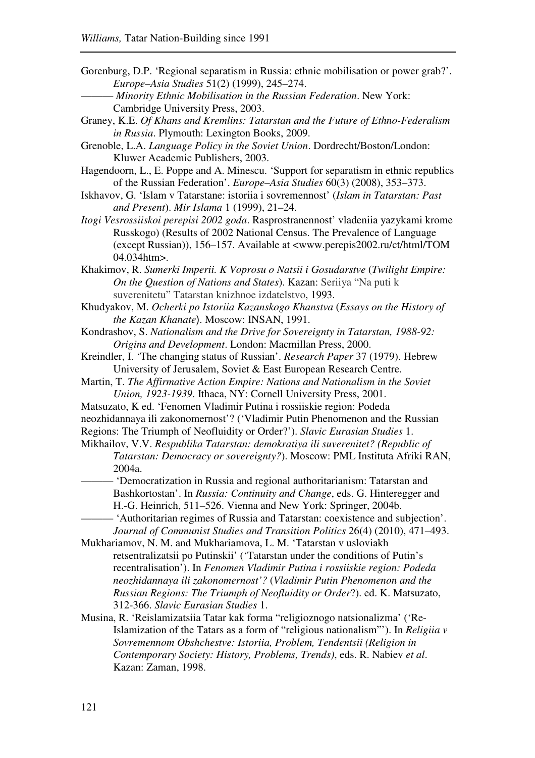Gorenburg, D.P. 'Regional separatism in Russia: ethnic mobilisation or power grab?'. *Europe–Asia Studies* 51(2) (1999), 245–274.

——— *Minority Ethnic Mobilisation in the Russian Federation*. New York: Cambridge University Press, 2003.

Graney, K.E. *Of Khans and Kremlins: Tatarstan and the Future of Ethno-Federalism in Russia*. Plymouth: Lexington Books, 2009.

Grenoble, L.A. *Language Policy in the Soviet Union*. Dordrecht/Boston/London: Kluwer Academic Publishers, 2003.

Hagendoorn, L., E. Poppe and A. Minescu. 'Support for separatism in ethnic republics of the Russian Federation'. *Europe–Asia Studies* 60(3) (2008), 353–373.

Iskhavov, G. 'Islam v Tatarstane: istoriia i sovremennost' (*Islam in Tatarstan: Past and Present*). *Mir Islama* 1 (1999), 21–24.

*Itogi Vesrossiiskoi perepisi 2002 goda*. Rasprostranennost' vladeniia yazykami krome Russkogo) (Results of 2002 National Census. The Prevalence of Language (except Russian)), 156–157. Available at <www.perepis2002.ru/ct/html/TOM 04.034htm>.

Khakimov, R. *Sumerki Imperii. K Voprosu o Natsii i Gosudarstve* (*Twilight Empire: On the Question of Nations and States*). Kazan: Seriiya "Na puti k suverenitetu" Tatarstan knizhnoe izdatelstvo, 1993.

Khudyakov, M. *Ocherki po Istoriia Kazanskogo Khanstva* (*Essays on the History of the Kazan Khanate*). Moscow: INSAN, 1991.

Kondrashov, S. *Nationalism and the Drive for Sovereignty in Tatarstan, 1988-92: Origins and Development*. London: Macmillan Press, 2000.

Kreindler, I. 'The changing status of Russian'. *Research Paper* 37 (1979). Hebrew University of Jerusalem, Soviet & East European Research Centre.

Martin, T. *The Affirmative Action Empire: Nations and Nationalism in the Soviet Union, 1923-1939*. Ithaca, NY: Cornell University Press, 2001.

Matsuzato, K ed. 'Fenomen Vladimir Putina i rossiiskie region: Podeda neozhidannaya ili zakonomernost'? ('Vladimir Putin Phenomenon and the Russian Regions: The Triumph of Neofluidity or Order?'). *Slavic Eurasian Studies* 1.

Mikhailov, V.V. *Respublika Tatarstan: demokratiya ili suverenitet? (Republic of Tatarstan: Democracy or sovereignty?*). Moscow: PML Instituta Afriki RAN, 2004a.

——— 'Democratization in Russia and regional authoritarianism: Tatarstan and Bashkortostan'. In *Russia: Continuity and Change*, eds. G. Hinteregger and H.-G. Heinrich, 511–526. Vienna and New York: Springer, 2004b.

——— 'Authoritarian regimes of Russia and Tatarstan: coexistence and subjection'. *Journal of Communist Studies and Transition Politics* 26(4) (2010), 471–493.

Mukhariamov, N. M. and Mukhariamova, L. M. 'Tatarstan v usloviakh retsentralizatsii po Putinskii' ('Tatarstan under the conditions of Putin's recentralisation'). In *Fenomen Vladimir Putina i rossiiskie region: Podeda neozhidannaya ili zakonomernost'?* (*Vladimir Putin Phenomenon and the Russian Regions: The Triumph of Neofluidity or Order*?). ed. K. Matsuzato, 312-366. *Slavic Eurasian Studies* 1.

Musina, R. 'Reislamizatsiia Tatar kak forma "religioznogo natsionalizma' ('Re-Islamization of the Tatars as a form of "religious nationalism"'). In *Religiia v Sovremennom Obshchestve: Istoriia, Problem, Tendentsii (Religion in Contemporary Society: History, Problems, Trends)*, eds. R. Nabiev *et al*. Kazan: Zaman, 1998.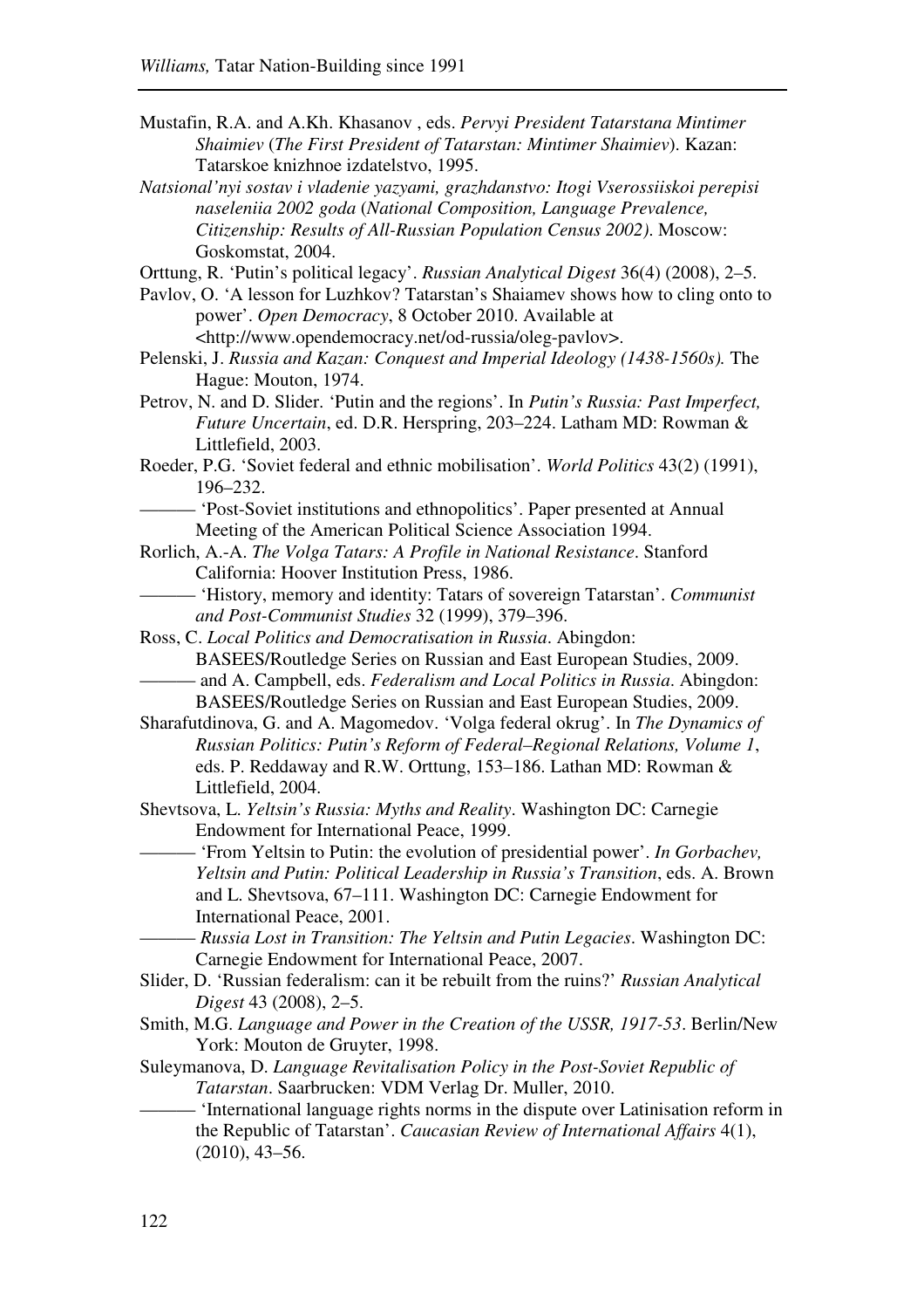Mustafin, R.A. and A.Kh. Khasanov , eds. *Pervyi President Tatarstana Mintimer Shaimiev* (*The First President of Tatarstan: Mintimer Shaimiev*). Kazan: Tatarskoe knizhnoe izdatelstvo, 1995.

*Natsional'nyi sostav i vladenie yazyami, grazhdanstvo: Itogi Vserossiiskoi perepisi naseleniia 2002 goda* (*National Composition, Language Prevalence, Citizenship: Results of All-Russian Population Census 2002)*. Moscow: Goskomstat, 2004.

Orttung, R. 'Putin's political legacy'. *Russian Analytical Digest* 36(4) (2008), 2–5.

Pavlov, O. 'A lesson for Luzhkov? Tatarstan's Shaiamev shows how to cling onto to power'. *Open Democracy*, 8 October 2010. Available at <http://www.opendemocracy.net/od-russia/oleg-pavlov>.

Pelenski, J. *Russia and Kazan: Conquest and Imperial Ideology (1438-1560s).* The Hague: Mouton, 1974.

Petrov, N. and D. Slider. 'Putin and the regions'. In *Putin's Russia: Past Imperfect, Future Uncertain*, ed. D.R. Herspring, 203–224. Latham MD: Rowman & Littlefield, 2003.

Roeder, P.G. 'Soviet federal and ethnic mobilisation'. *World Politics* 43(2) (1991), 196–232.

——— 'Post-Soviet institutions and ethnopolitics'. Paper presented at Annual Meeting of the American Political Science Association 1994.

Rorlich, A.-A. *The Volga Tatars: A Profile in National Resistance*. Stanford California: Hoover Institution Press, 1986.

——— 'History, memory and identity: Tatars of sovereign Tatarstan'. *Communist and Post-Communist Studies* 32 (1999), 379–396.

Ross, C. *Local Politics and Democratisation in Russia*. Abingdon: BASEES/Routledge Series on Russian and East European Studies, 2009.

——— and A. Campbell, eds. *Federalism and Local Politics in Russia*. Abingdon: BASEES/Routledge Series on Russian and East European Studies, 2009.

Sharafutdinova, G. and A. Magomedov. 'Volga federal okrug'. In *The Dynamics of Russian Politics: Putin's Reform of Federal–Regional Relations, Volume 1*, eds. P. Reddaway and R.W. Orttung, 153–186. Lathan MD: Rowman & Littlefield, 2004.

Shevtsova, L. *Yeltsin's Russia: Myths and Reality*. Washington DC: Carnegie Endowment for International Peace, 1999.

——— 'From Yeltsin to Putin: the evolution of presidential power'. *In Gorbachev, Yeltsin and Putin: Political Leadership in Russia's Transition*, eds. A. Brown and L. Shevtsova, 67–111. Washington DC: Carnegie Endowment for International Peace, 2001.

——— *Russia Lost in Transition: The Yeltsin and Putin Legacies*. Washington DC: Carnegie Endowment for International Peace, 2007.

Slider, D. 'Russian federalism: can it be rebuilt from the ruins?' *Russian Analytical Digest* 43 (2008), 2–5.

Smith, M.G. *Language and Power in the Creation of the USSR, 1917-53*. Berlin/New York: Mouton de Gruyter, 1998.

Suleymanova, D. *Language Revitalisation Policy in the Post-Soviet Republic of Tatarstan*. Saarbrucken: VDM Verlag Dr. Muller, 2010.

——— 'International language rights norms in the dispute over Latinisation reform in the Republic of Tatarstan'. *Caucasian Review of International Affairs* 4(1), (2010), 43–56.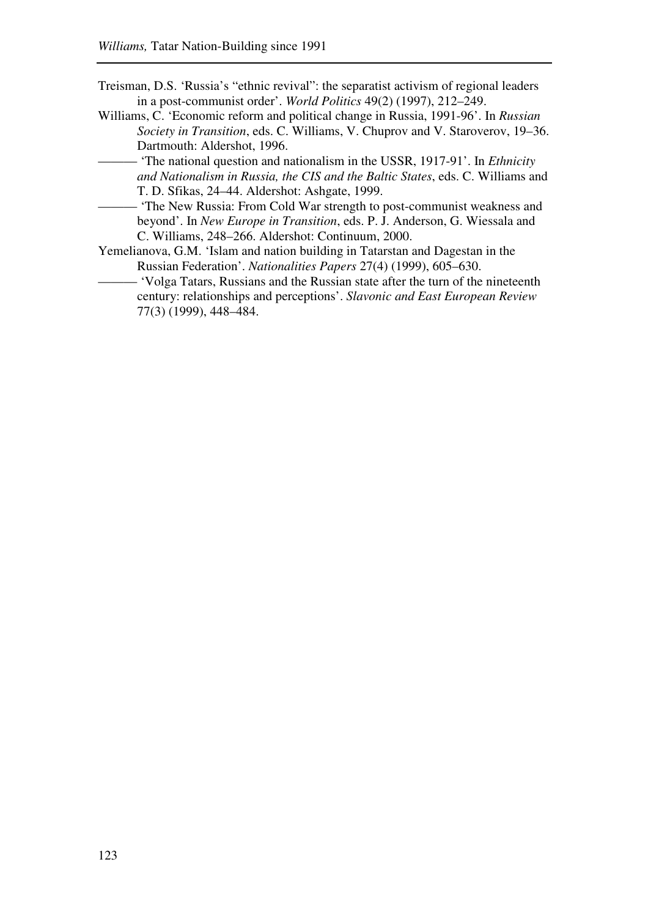Treisman, D.S. 'Russia's "ethnic revival": the separatist activism of regional leaders in a post-communist order'. *World Politics* 49(2) (1997), 212–249.

Williams, C. 'Economic reform and political change in Russia, 1991-96'. In *Russian Society in Transition*, eds. C. Williams, V. Chuprov and V. Staroverov, 19–36. Dartmouth: Aldershot, 1996.

——— 'The national question and nationalism in the USSR, 1917-91'. In *Ethnicity and Nationalism in Russia, the CIS and the Baltic States*, eds. C. Williams and T. D. Sfikas, 24–44. Aldershot: Ashgate, 1999.

——— 'The New Russia: From Cold War strength to post-communist weakness and beyond'. In *New Europe in Transition*, eds. P. J. Anderson, G. Wiessala and C. Williams, 248–266. Aldershot: Continuum, 2000.

Yemelianova, G.M. 'Islam and nation building in Tatarstan and Dagestan in the Russian Federation'. *Nationalities Papers* 27(4) (1999), 605–630.

——— 'Volga Tatars, Russians and the Russian state after the turn of the nineteenth century: relationships and perceptions'. *Slavonic and East European Review* 77(3) (1999), 448–484.